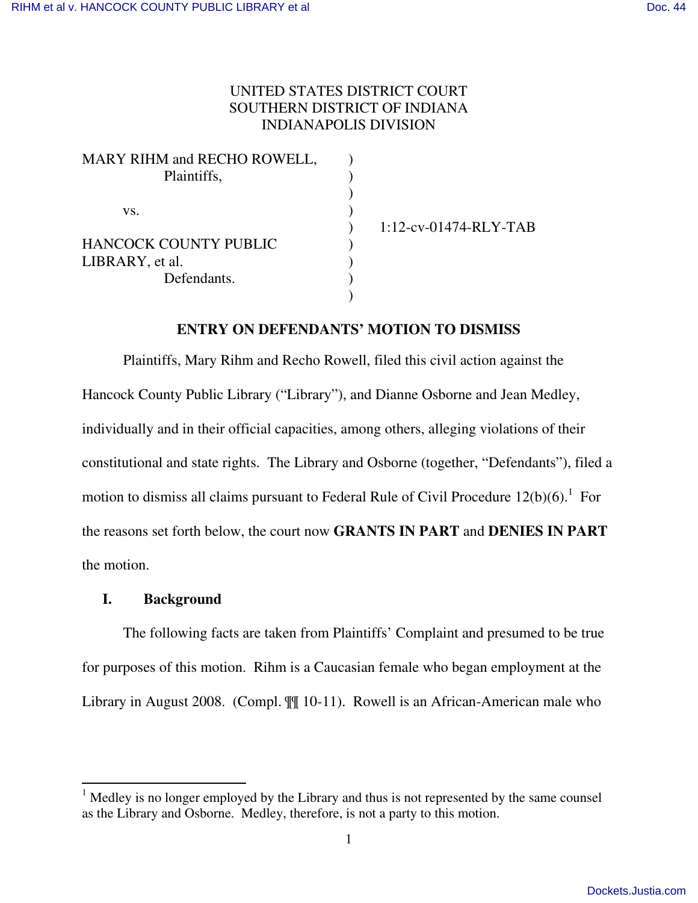UNITED STATES DISTRICT COURT
SOUTHERN DISTRICT OF INDIANA
INDIANAPOLIS DIVISION

MARY RIHM and RECHO ROWELL,
Plaintiffs,

vs.

HANCOCK COUNTY PUBLIC LIBRARY, et al.
Defendants.

1:12-cv-01474-RLY-TAB

**ENTRY ON DEFENDANTS' MOTION TO DISMISS**

Plaintiffs, Mary Rihm and Recho Rowell, filed this civil action against the Hancock County Public Library ("Library"), and Dianne Osborne and Jean Medley, individually and in their official capacities, among others, alleging violations of their constitutional and state rights. The Library and Osborne (together, "Defendants"), filed a motion to dismiss all claims pursuant to Federal Rule of Civil Procedure 12(b)(6).[1] For the reasons set forth below, the court now **GRANTS IN PART** and **DENIES IN PART** the motion.

## I. Background

The following facts are taken from Plaintiffs' Complaint and presumed to be true for purposes of this motion. Rihm is a Caucasian female who began employment at the Library in August 2008. (Compl. ¶¶ 10-11). Rowell is an African-American male who

[1] Medley is no longer employed by the Library and thus is not represented by the same counsel as the Library and Osborne. Medley, therefore, is not a party to this motion.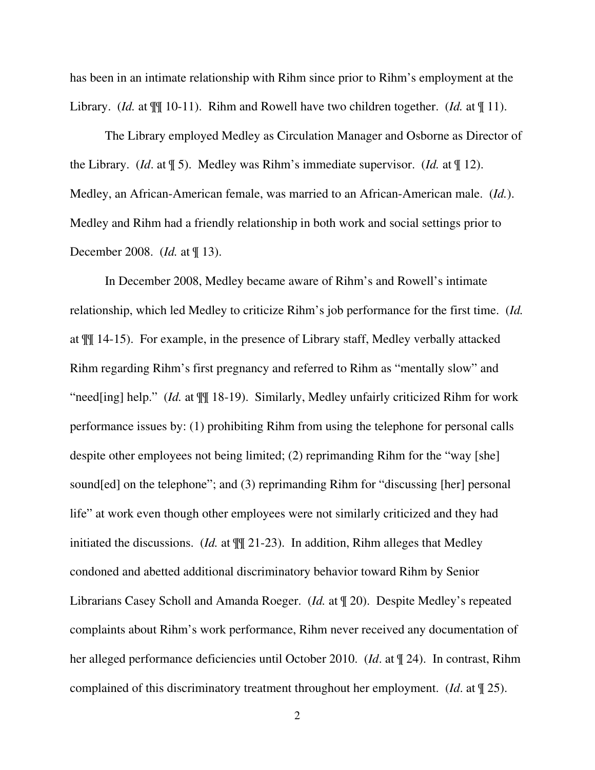has been in an intimate relationship with Rihm since prior to Rihm's employment at the Library. (*Id.* at ¶¶ 10-11). Rihm and Rowell have two children together. (*Id.* at ¶ 11).

The Library employed Medley as Circulation Manager and Osborne as Director of the Library. (*Id*. at ¶ 5). Medley was Rihm's immediate supervisor. (*Id.* at ¶ 12). Medley, an African-American female, was married to an African-American male. (*Id.*). Medley and Rihm had a friendly relationship in both work and social settings prior to December 2008. (*Id.* at ¶ 13).

In December 2008, Medley became aware of Rihm's and Rowell's intimate relationship, which led Medley to criticize Rihm's job performance for the first time. (*Id.* at ¶¶ 14-15). For example, in the presence of Library staff, Medley verbally attacked Rihm regarding Rihm's first pregnancy and referred to Rihm as "mentally slow" and "need[ing] help." (*Id.* at ¶¶ 18-19). Similarly, Medley unfairly criticized Rihm for work performance issues by: (1) prohibiting Rihm from using the telephone for personal calls despite other employees not being limited; (2) reprimanding Rihm for the "way [she] sound[ed] on the telephone"; and (3) reprimanding Rihm for "discussing [her] personal life" at work even though other employees were not similarly criticized and they had initiated the discussions. (*Id.* at ¶¶ 21-23). In addition, Rihm alleges that Medley condoned and abetted additional discriminatory behavior toward Rihm by Senior Librarians Casey Scholl and Amanda Roeger. (*Id.* at ¶ 20). Despite Medley's repeated complaints about Rihm's work performance, Rihm never received any documentation of her alleged performance deficiencies until October 2010. (*Id*. at ¶ 24). In contrast, Rihm complained of this discriminatory treatment throughout her employment. (*Id*. at ¶ 25).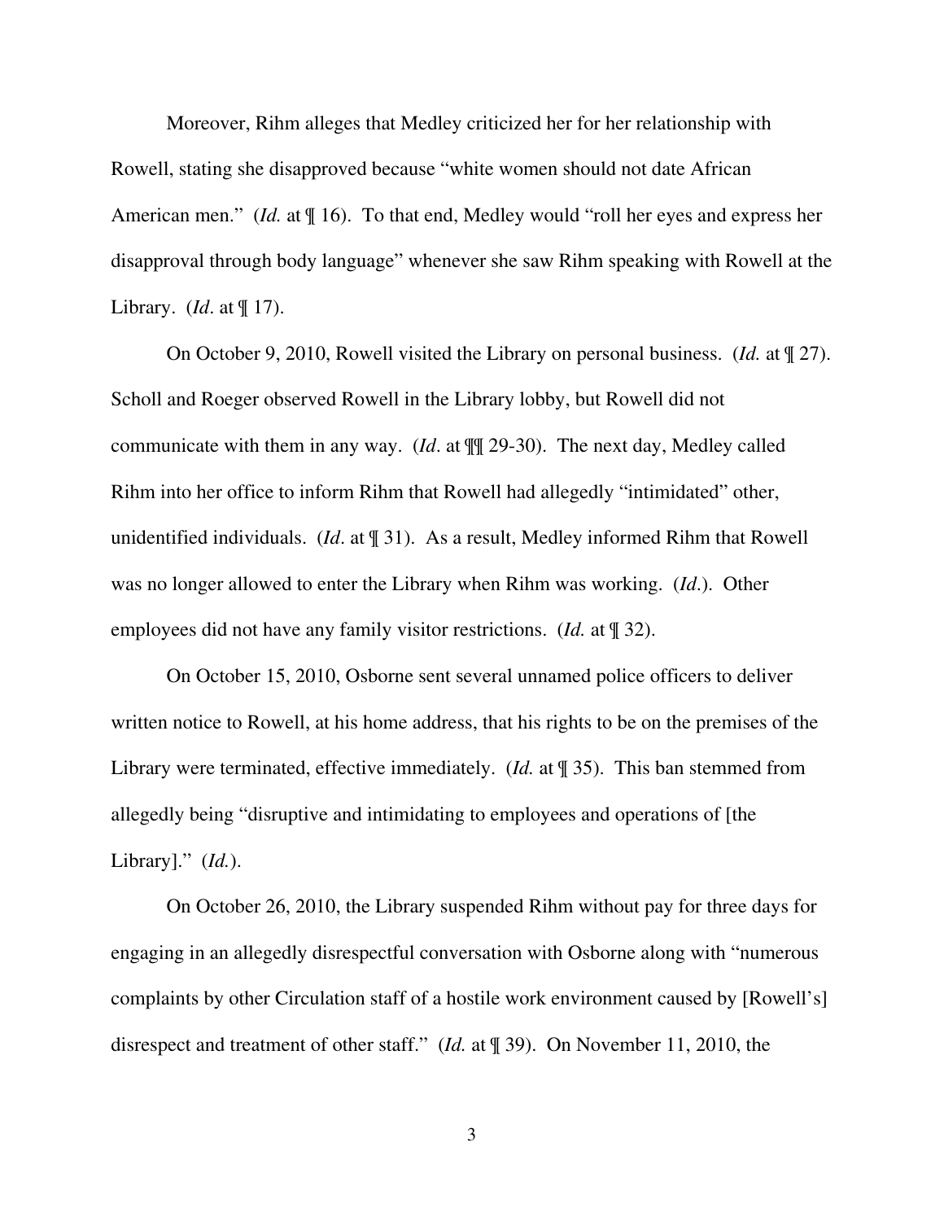Moreover, Rihm alleges that Medley criticized her for her relationship with Rowell, stating she disapproved because "white women should not date African American men." (*Id.* at ¶ 16). To that end, Medley would "roll her eyes and express her disapproval through body language" whenever she saw Rihm speaking with Rowell at the Library. (*Id*. at ¶ 17).

On October 9, 2010, Rowell visited the Library on personal business. (*Id.* at ¶ 27). Scholl and Roeger observed Rowell in the Library lobby, but Rowell did not communicate with them in any way. (*Id*. at ¶¶ 29-30). The next day, Medley called Rihm into her office to inform Rihm that Rowell had allegedly "intimidated" other, unidentified individuals. (*Id*. at ¶ 31). As a result, Medley informed Rihm that Rowell was no longer allowed to enter the Library when Rihm was working. (*Id*.). Other employees did not have any family visitor restrictions. (*Id.* at ¶ 32).

On October 15, 2010, Osborne sent several unnamed police officers to deliver written notice to Rowell, at his home address, that his rights to be on the premises of the Library were terminated, effective immediately. (*Id.* at ¶ 35). This ban stemmed from allegedly being "disruptive and intimidating to employees and operations of [the Library]." (*Id.*).

On October 26, 2010, the Library suspended Rihm without pay for three days for engaging in an allegedly disrespectful conversation with Osborne along with "numerous complaints by other Circulation staff of a hostile work environment caused by [Rowell's] disrespect and treatment of other staff." (*Id.* at ¶ 39). On November 11, 2010, the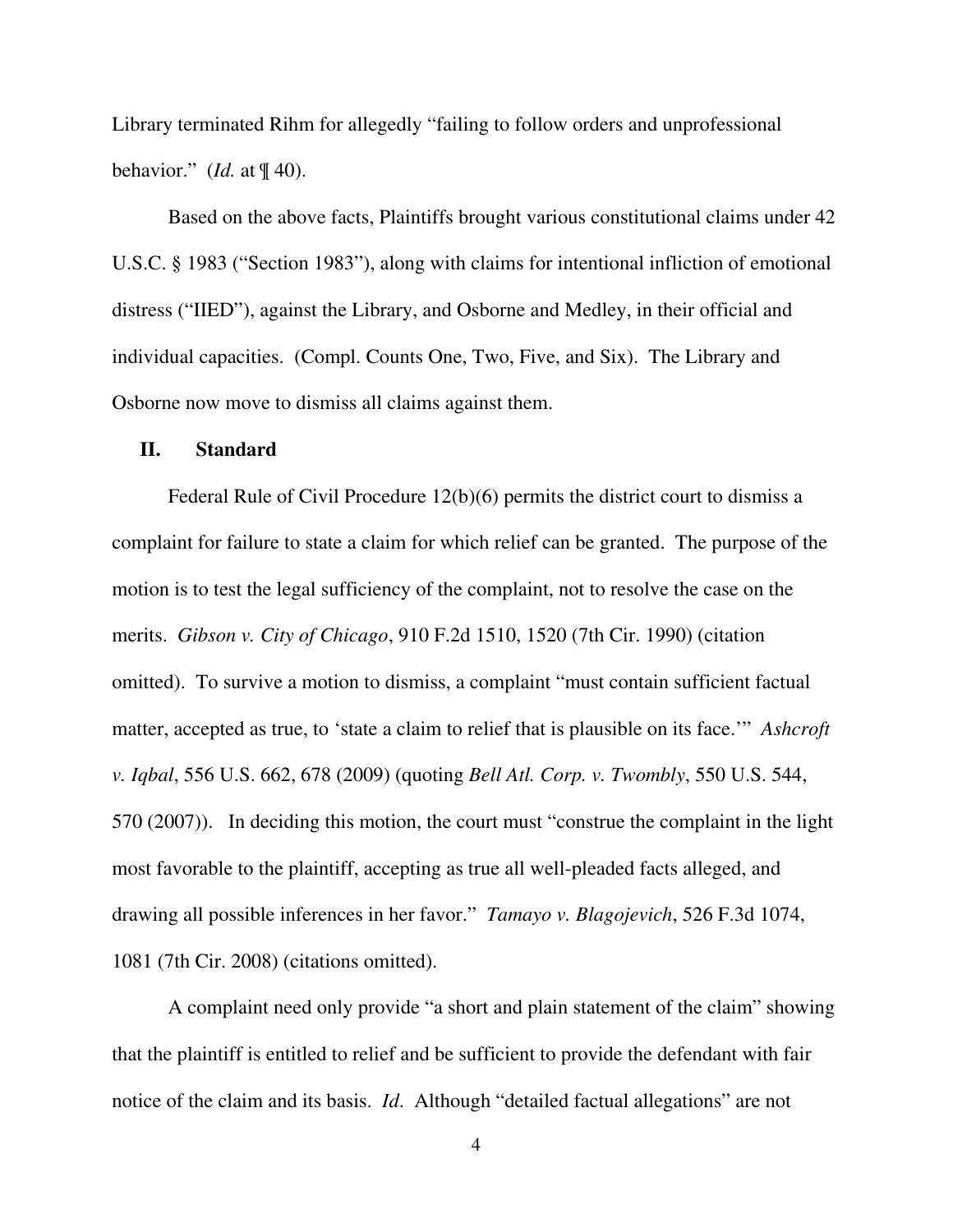Library terminated Rihm for allegedly "failing to follow orders and unprofessional behavior." (*Id.* at ¶ 40).

Based on the above facts, Plaintiffs brought various constitutional claims under 42 U.S.C. § 1983 ("Section 1983"), along with claims for intentional infliction of emotional distress ("IIED"), against the Library, and Osborne and Medley, in their official and individual capacities. (Compl. Counts One, Two, Five, and Six). The Library and Osborne now move to dismiss all claims against them.

## II. Standard

Federal Rule of Civil Procedure 12(b)(6) permits the district court to dismiss a complaint for failure to state a claim for which relief can be granted. The purpose of the motion is to test the legal sufficiency of the complaint, not to resolve the case on the merits. *Gibson v. City of Chicago*, 910 F.2d 1510, 1520 (7th Cir. 1990) (citation omitted). To survive a motion to dismiss, a complaint "must contain sufficient factual matter, accepted as true, to 'state a claim to relief that is plausible on its face.'" *Ashcroft v. Iqbal*, 556 U.S. 662, 678 (2009) (quoting *Bell Atl. Corp. v. Twombly*, 550 U.S. 544, 570 (2007)). In deciding this motion, the court must "construe the complaint in the light most favorable to the plaintiff, accepting as true all well-pleaded facts alleged, and drawing all possible inferences in her favor." *Tamayo v. Blagojevich*, 526 F.3d 1074, 1081 (7th Cir. 2008) (citations omitted).

A complaint need only provide "a short and plain statement of the claim" showing that the plaintiff is entitled to relief and be sufficient to provide the defendant with fair notice of the claim and its basis. *Id*. Although "detailed factual allegations" are not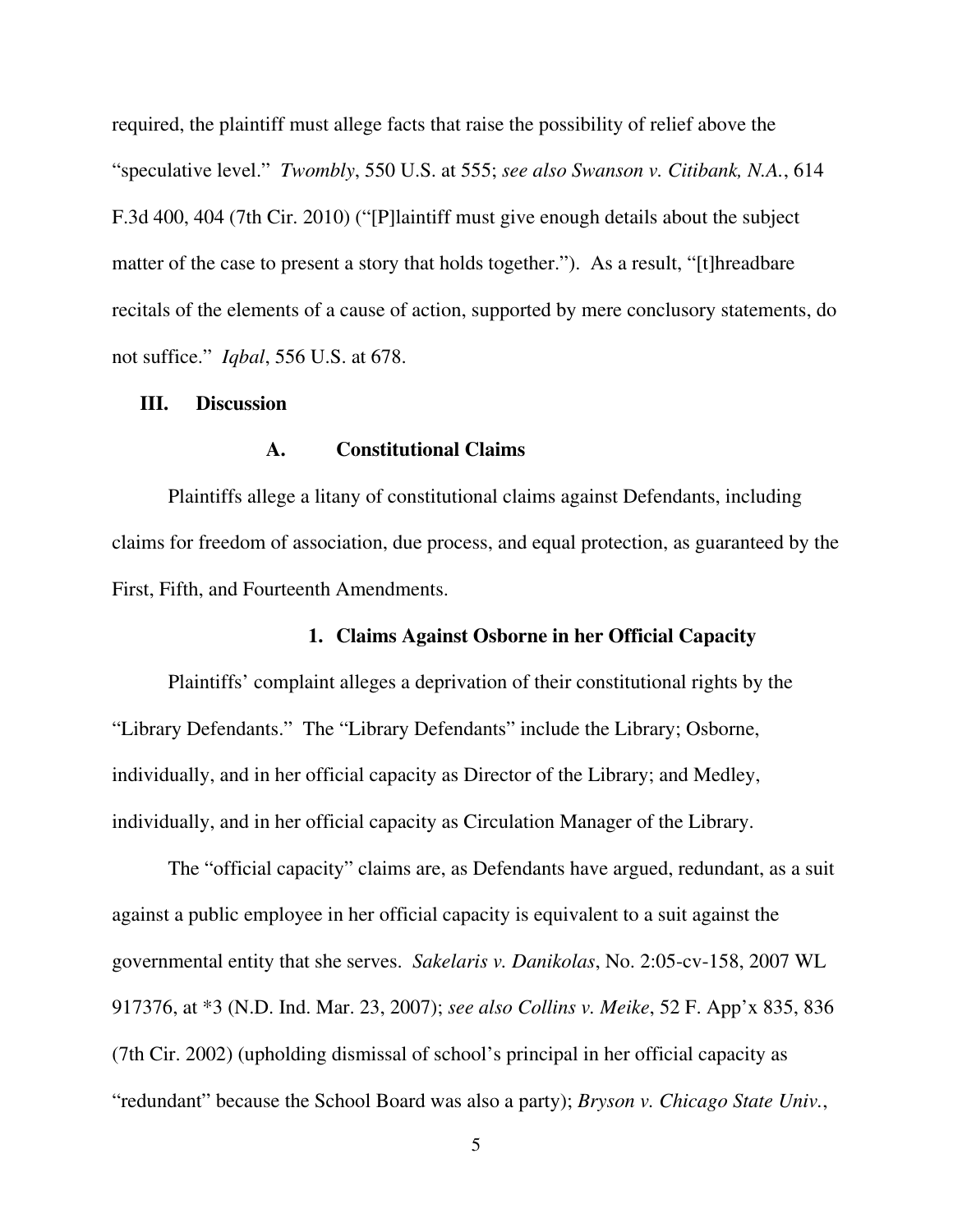required, the plaintiff must allege facts that raise the possibility of relief above the "speculative level." *Twombly*, 550 U.S. at 555; *see also Swanson v. Citibank, N.A.*, 614 F.3d 400, 404 (7th Cir. 2010) ("[P]laintiff must give enough details about the subject matter of the case to present a story that holds together."). As a result, "[t]hreadbare recitals of the elements of a cause of action, supported by mere conclusory statements, do not suffice." *Iqbal*, 556 U.S. at 678.

## III. Discussion

### A. Constitutional Claims

Plaintiffs allege a litany of constitutional claims against Defendants, including claims for freedom of association, due process, and equal protection, as guaranteed by the First, Fifth, and Fourteenth Amendments.

#### 1. Claims Against Osborne in her Official Capacity

Plaintiffs' complaint alleges a deprivation of their constitutional rights by the "Library Defendants." The "Library Defendants" include the Library; Osborne, individually, and in her official capacity as Director of the Library; and Medley, individually, and in her official capacity as Circulation Manager of the Library.

The "official capacity" claims are, as Defendants have argued, redundant, as a suit against a public employee in her official capacity is equivalent to a suit against the governmental entity that she serves. *Sakelaris v. Danikolas*, No. 2:05-cv-158, 2007 WL 917376, at *3 (N.D. Ind. Mar. 23, 2007); *see also Collins v. Meike*, 52 F. App'x 835, 836 (7th Cir. 2002) (upholding dismissal of school's principal in her official capacity as "redundant" because the School Board was also a party); *Bryson v. Chicago State Univ.*,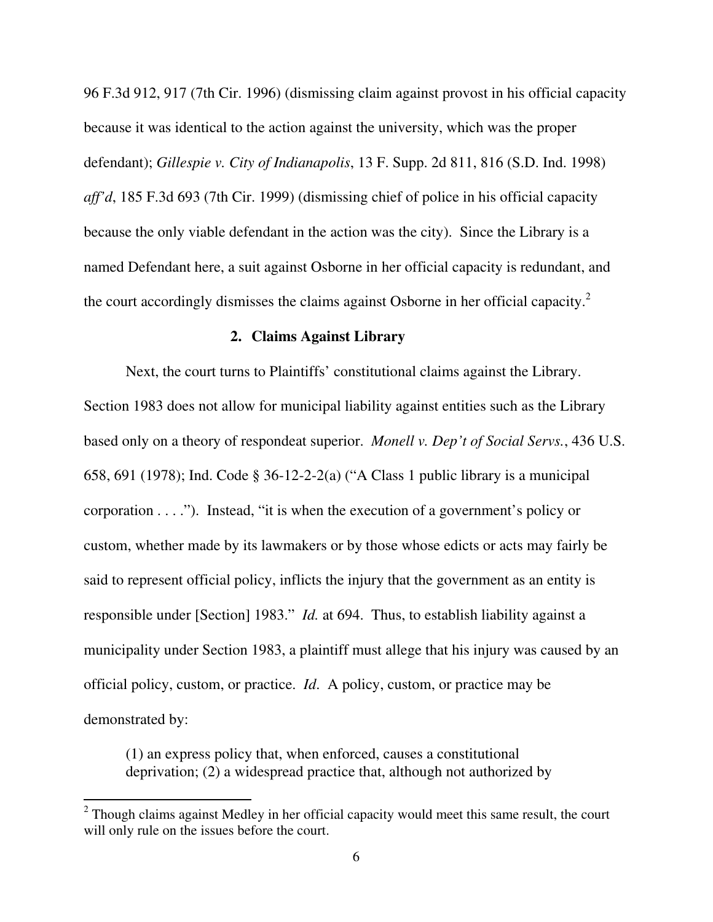96 F.3d 912, 917 (7th Cir. 1996) (dismissing claim against provost in his official capacity because it was identical to the action against the university, which was the proper defendant); *Gillespie v. City of Indianapolis*, 13 F. Supp. 2d 811, 816 (S.D. Ind. 1998) *aff'd*, 185 F.3d 693 (7th Cir. 1999) (dismissing chief of police in his official capacity because the only viable defendant in the action was the city). Since the Library is a named Defendant here, a suit against Osborne in her official capacity is redundant, and the court accordingly dismisses the claims against Osborne in her official capacity.[2]

### 2. Claims Against Library

Next, the court turns to Plaintiffs' constitutional claims against the Library. Section 1983 does not allow for municipal liability against entities such as the Library based only on a theory of respondeat superior. *Monell v. Dep't of Social Servs.*, 436 U.S. 658, 691 (1978); Ind. Code § 36-12-2-2(a) ("A Class 1 public library is a municipal corporation . . . ."). Instead, "it is when the execution of a government's policy or custom, whether made by its lawmakers or by those whose edicts or acts may fairly be said to represent official policy, inflicts the injury that the government as an entity is responsible under [Section] 1983." *Id.* at 694. Thus, to establish liability against a municipality under Section 1983, a plaintiff must allege that his injury was caused by an official policy, custom, or practice. *Id*. A policy, custom, or practice may be demonstrated by:

> (1) an express policy that, when enforced, causes a constitutional deprivation; (2) a widespread practice that, although not authorized by

[2] Though claims against Medley in her official capacity would meet this same result, the court will only rule on the issues before the court.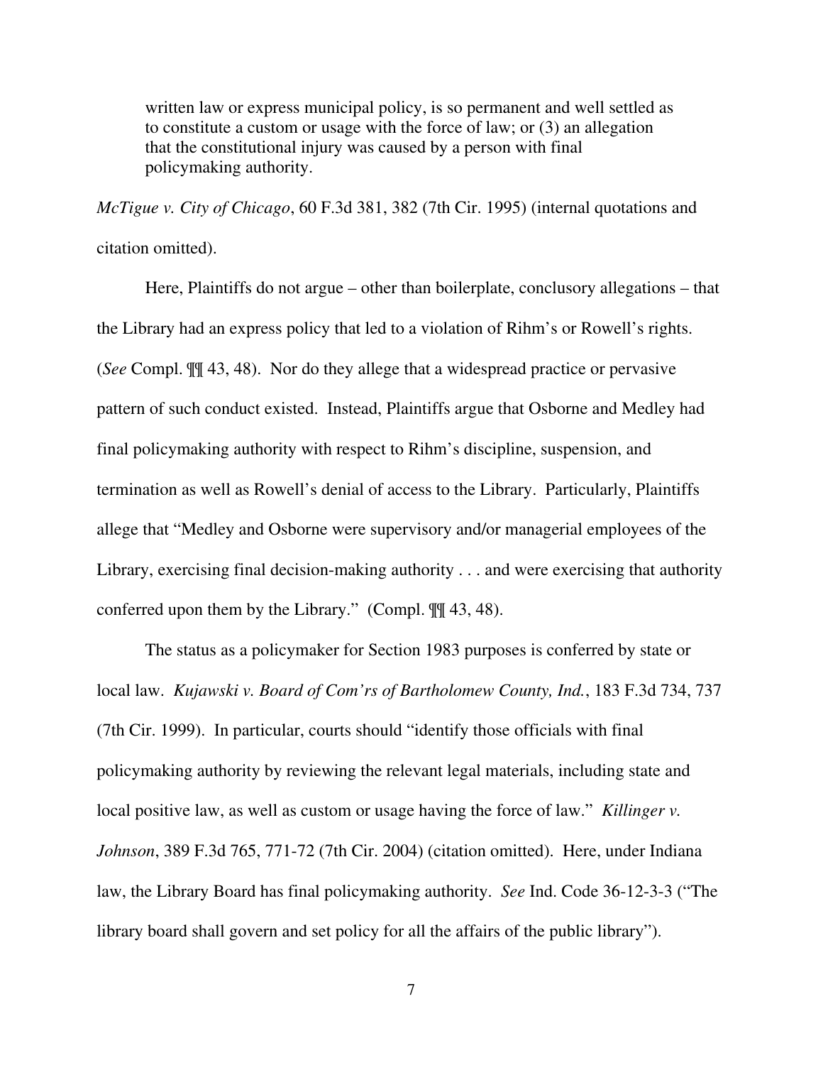> written law or express municipal policy, is so permanent and well settled as to constitute a custom or usage with the force of law; or (3) an allegation that the constitutional injury was caused by a person with final policymaking authority.

*McTigue v. City of Chicago*, 60 F.3d 381, 382 (7th Cir. 1995) (internal quotations and citation omitted).

Here, Plaintiffs do not argue – other than boilerplate, conclusory allegations – that the Library had an express policy that led to a violation of Rihm's or Rowell's rights. (*See* Compl. ¶¶ 43, 48). Nor do they allege that a widespread practice or pervasive pattern of such conduct existed. Instead, Plaintiffs argue that Osborne and Medley had final policymaking authority with respect to Rihm's discipline, suspension, and termination as well as Rowell's denial of access to the Library. Particularly, Plaintiffs allege that "Medley and Osborne were supervisory and/or managerial employees of the Library, exercising final decision-making authority . . . and were exercising that authority conferred upon them by the Library." (Compl. ¶¶ 43, 48).

The status as a policymaker for Section 1983 purposes is conferred by state or local law. *Kujawski v. Board of Com'rs of Bartholomew County, Ind.*, 183 F.3d 734, 737 (7th Cir. 1999). In particular, courts should "identify those officials with final policymaking authority by reviewing the relevant legal materials, including state and local positive law, as well as custom or usage having the force of law." *Killinger v. Johnson*, 389 F.3d 765, 771-72 (7th Cir. 2004) (citation omitted). Here, under Indiana law, the Library Board has final policymaking authority. *See* Ind. Code 36-12-3-3 ("The library board shall govern and set policy for all the affairs of the public library").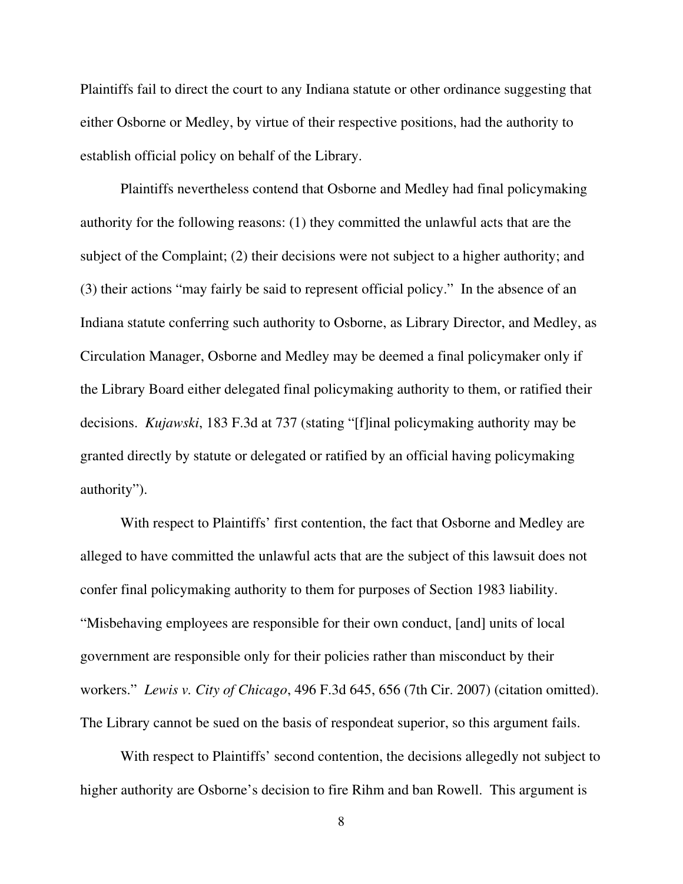Plaintiffs fail to direct the court to any Indiana statute or other ordinance suggesting that either Osborne or Medley, by virtue of their respective positions, had the authority to establish official policy on behalf of the Library.

Plaintiffs nevertheless contend that Osborne and Medley had final policymaking authority for the following reasons: (1) they committed the unlawful acts that are the subject of the Complaint; (2) their decisions were not subject to a higher authority; and (3) their actions "may fairly be said to represent official policy." In the absence of an Indiana statute conferring such authority to Osborne, as Library Director, and Medley, as Circulation Manager, Osborne and Medley may be deemed a final policymaker only if the Library Board either delegated final policymaking authority to them, or ratified their decisions. *Kujawski*, 183 F.3d at 737 (stating "[f]inal policymaking authority may be granted directly by statute or delegated or ratified by an official having policymaking authority").

With respect to Plaintiffs' first contention, the fact that Osborne and Medley are alleged to have committed the unlawful acts that are the subject of this lawsuit does not confer final policymaking authority to them for purposes of Section 1983 liability. "Misbehaving employees are responsible for their own conduct, [and] units of local government are responsible only for their policies rather than misconduct by their workers." *Lewis v. City of Chicago*, 496 F.3d 645, 656 (7th Cir. 2007) (citation omitted). The Library cannot be sued on the basis of respondeat superior, so this argument fails.

With respect to Plaintiffs' second contention, the decisions allegedly not subject to higher authority are Osborne's decision to fire Rihm and ban Rowell. This argument is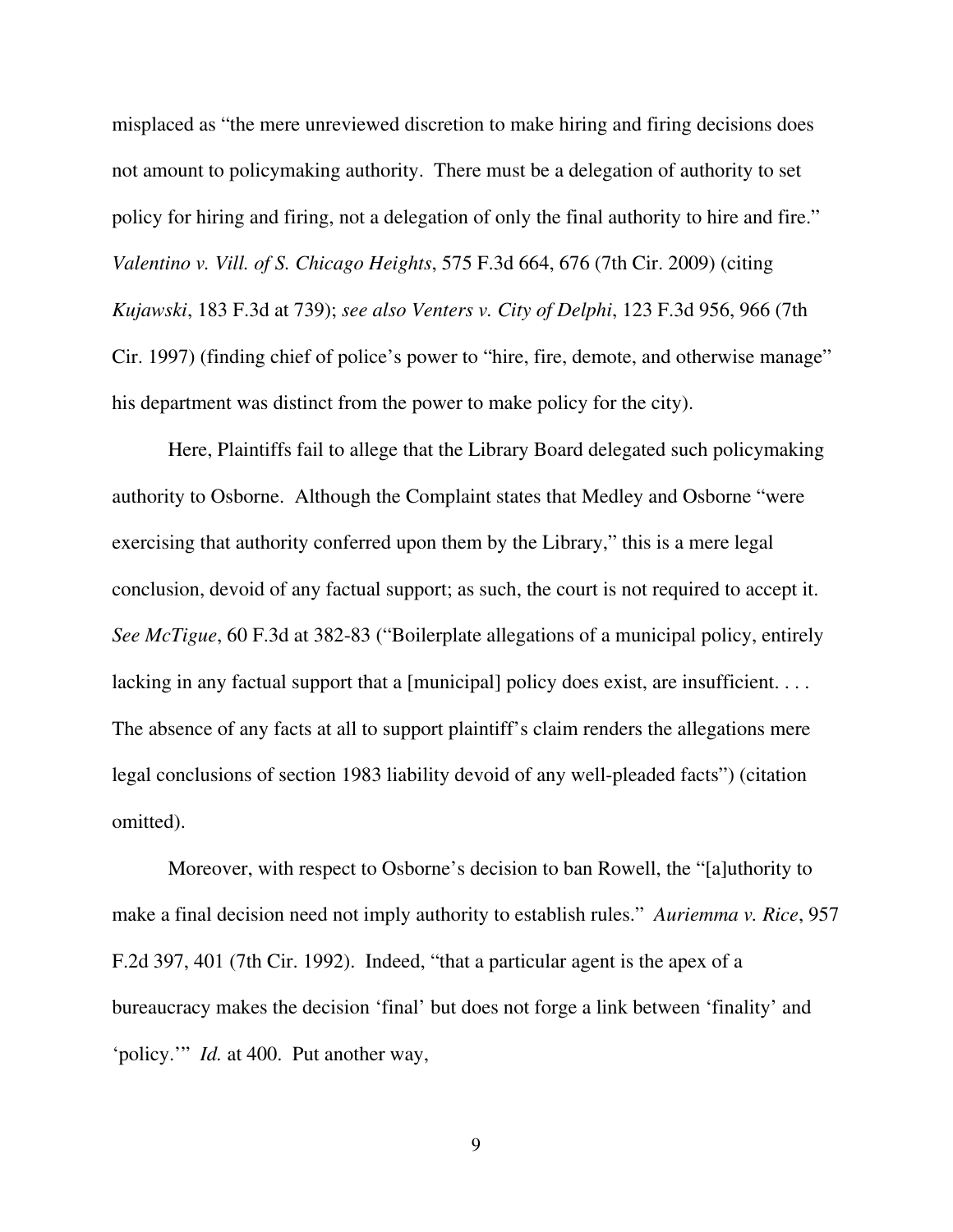misplaced as "the mere unreviewed discretion to make hiring and firing decisions does not amount to policymaking authority. There must be a delegation of authority to set policy for hiring and firing, not a delegation of only the final authority to hire and fire." *Valentino v. Vill. of S. Chicago Heights*, 575 F.3d 664, 676 (7th Cir. 2009) (citing *Kujawski*, 183 F.3d at 739); *see also Venters v. City of Delphi*, 123 F.3d 956, 966 (7th Cir. 1997) (finding chief of police's power to "hire, fire, demote, and otherwise manage" his department was distinct from the power to make policy for the city).

Here, Plaintiffs fail to allege that the Library Board delegated such policymaking authority to Osborne. Although the Complaint states that Medley and Osborne "were exercising that authority conferred upon them by the Library," this is a mere legal conclusion, devoid of any factual support; as such, the court is not required to accept it. *See McTigue*, 60 F.3d at 382-83 ("Boilerplate allegations of a municipal policy, entirely lacking in any factual support that a [municipal] policy does exist, are insufficient. . . . The absence of any facts at all to support plaintiff's claim renders the allegations mere legal conclusions of section 1983 liability devoid of any well-pleaded facts") (citation omitted).

Moreover, with respect to Osborne's decision to ban Rowell, the "[a]uthority to make a final decision need not imply authority to establish rules." *Auriemma v. Rice*, 957 F.2d 397, 401 (7th Cir. 1992). Indeed, "that a particular agent is the apex of a bureaucracy makes the decision 'final' but does not forge a link between 'finality' and 'policy.'" *Id.* at 400. Put another way,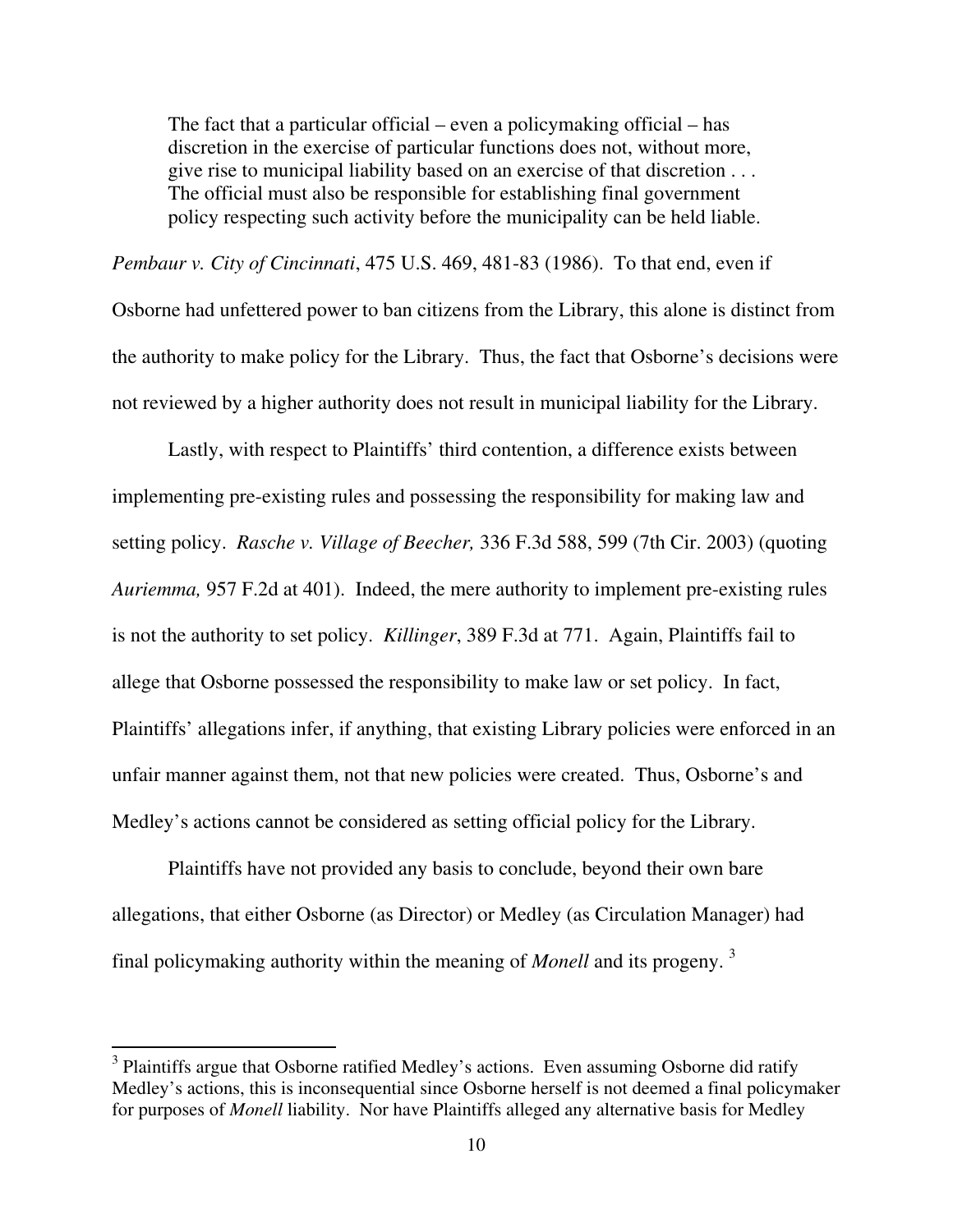> The fact that a particular official – even a policymaking official – has discretion in the exercise of particular functions does not, without more, give rise to municipal liability based on an exercise of that discretion . . . The official must also be responsible for establishing final government policy respecting such activity before the municipality can be held liable.

*Pembaur v. City of Cincinnati*, 475 U.S. 469, 481-83 (1986). To that end, even if Osborne had unfettered power to ban citizens from the Library, this alone is distinct from the authority to make policy for the Library. Thus, the fact that Osborne's decisions were not reviewed by a higher authority does not result in municipal liability for the Library.

Lastly, with respect to Plaintiffs' third contention, a difference exists between implementing pre-existing rules and possessing the responsibility for making law and setting policy. *Rasche v. Village of Beecher,* 336 F.3d 588, 599 (7th Cir. 2003) (quoting *Auriemma,* 957 F.2d at 401). Indeed, the mere authority to implement pre-existing rules is not the authority to set policy. *Killinger*, 389 F.3d at 771. Again, Plaintiffs fail to allege that Osborne possessed the responsibility to make law or set policy. In fact, Plaintiffs' allegations infer, if anything, that existing Library policies were enforced in an unfair manner against them, not that new policies were created. Thus, Osborne's and Medley's actions cannot be considered as setting official policy for the Library.

Plaintiffs have not provided any basis to conclude, beyond their own bare allegations, that either Osborne (as Director) or Medley (as Circulation Manager) had final policymaking authority within the meaning of *Monell* and its progeny. [3]

[3] Plaintiffs argue that Osborne ratified Medley's actions. Even assuming Osborne did ratify Medley's actions, this is inconsequential since Osborne herself is not deemed a final policymaker for purposes of *Monell* liability. Nor have Plaintiffs alleged any alternative basis for Medley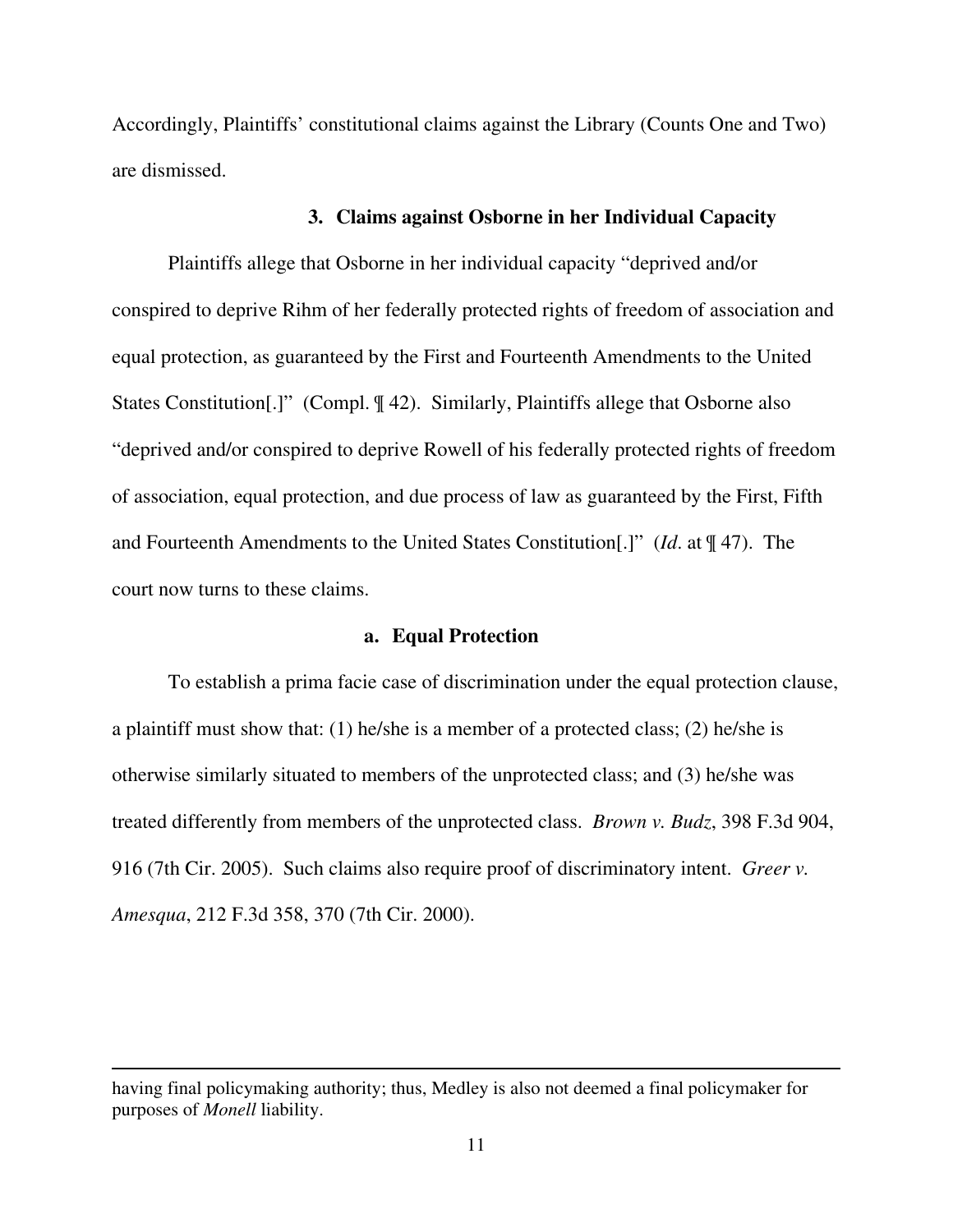Accordingly, Plaintiffs' constitutional claims against the Library (Counts One and Two) are dismissed.

### 3. Claims against Osborne in her Individual Capacity

Plaintiffs allege that Osborne in her individual capacity "deprived and/or conspired to deprive Rihm of her federally protected rights of freedom of association and equal protection, as guaranteed by the First and Fourteenth Amendments to the United States Constitution[.]" (Compl. ¶ 42). Similarly, Plaintiffs allege that Osborne also "deprived and/or conspired to deprive Rowell of his federally protected rights of freedom of association, equal protection, and due process of law as guaranteed by the First, Fifth and Fourteenth Amendments to the United States Constitution[.]" (*Id*. at ¶ 47). The court now turns to these claims.

#### a. Equal Protection

To establish a prima facie case of discrimination under the equal protection clause, a plaintiff must show that: (1) he/she is a member of a protected class; (2) he/she is otherwise similarly situated to members of the unprotected class; and (3) he/she was treated differently from members of the unprotected class. *Brown v. Budz*, 398 F.3d 904, 916 (7th Cir. 2005). Such claims also require proof of discriminatory intent. *Greer v. Amesqua*, 212 F.3d 358, 370 (7th Cir. 2000).

---

having final policymaking authority; thus, Medley is also not deemed a final policymaker for purposes of *Monell* liability.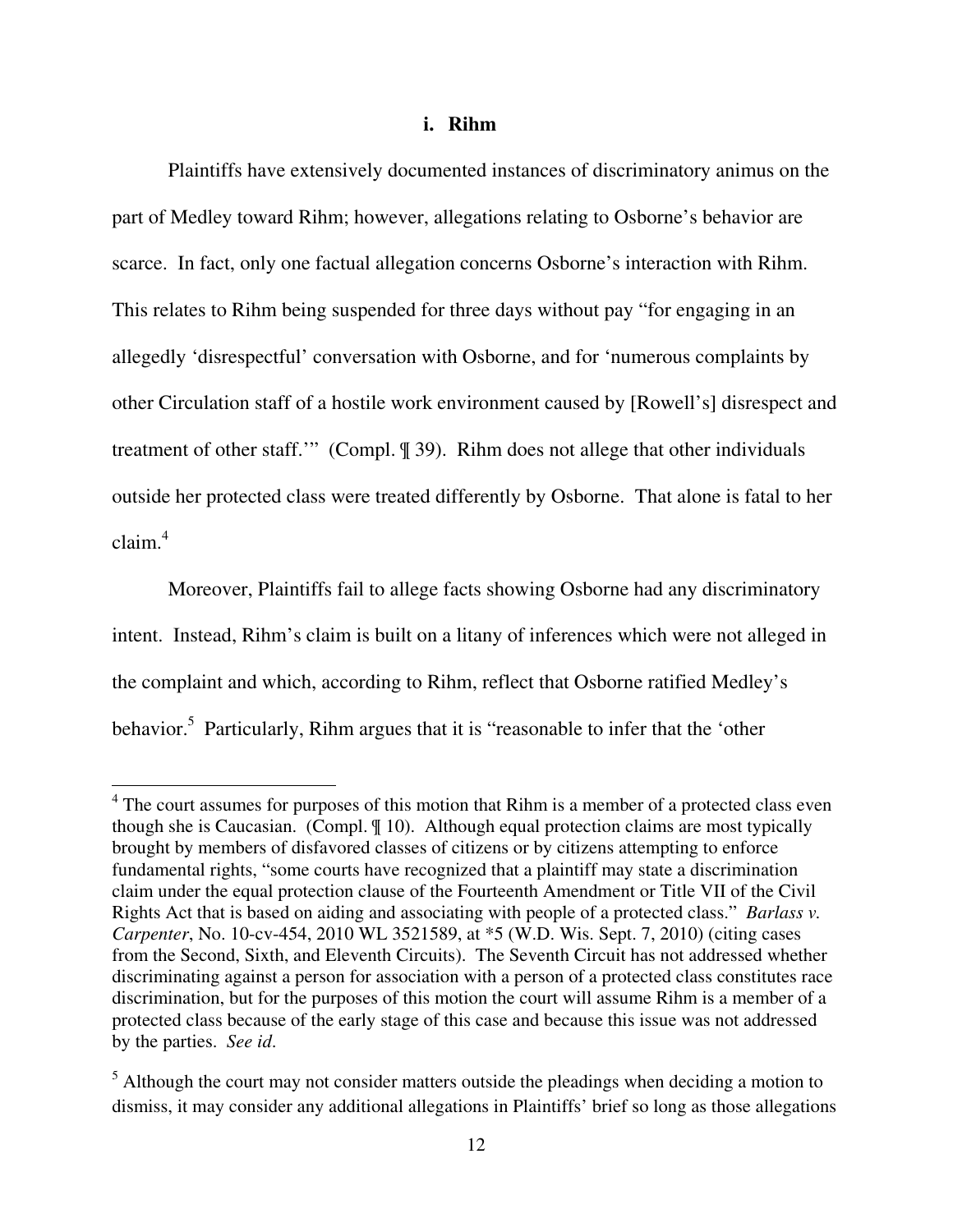### i. Rihm

Plaintiffs have extensively documented instances of discriminatory animus on the part of Medley toward Rihm; however, allegations relating to Osborne's behavior are scarce. In fact, only one factual allegation concerns Osborne's interaction with Rihm. This relates to Rihm being suspended for three days without pay "for engaging in an allegedly 'disrespectful' conversation with Osborne, and for 'numerous complaints by other Circulation staff of a hostile work environment caused by [Rowell's] disrespect and treatment of other staff.'" (Compl. ¶ 39). Rihm does not allege that other individuals outside her protected class were treated differently by Osborne. That alone is fatal to her claim.[4]

Moreover, Plaintiffs fail to allege facts showing Osborne had any discriminatory intent. Instead, Rihm's claim is built on a litany of inferences which were not alleged in the complaint and which, according to Rihm, reflect that Osborne ratified Medley's behavior.[5] Particularly, Rihm argues that it is "reasonable to infer that the 'other

---

[4] The court assumes for purposes of this motion that Rihm is a member of a protected class even though she is Caucasian. (Compl. ¶ 10). Although equal protection claims are most typically brought by members of disfavored classes of citizens or by citizens attempting to enforce fundamental rights, "some courts have recognized that a plaintiff may state a discrimination claim under the equal protection clause of the Fourteenth Amendment or Title VII of the Civil Rights Act that is based on aiding and associating with people of a protected class." *Barlass v. Carpenter*, No. 10-cv-454, 2010 WL 3521589, at *5 (W.D. Wis. Sept. 7, 2010) (citing cases from the Second, Sixth, and Eleventh Circuits). The Seventh Circuit has not addressed whether discriminating against a person for association with a person of a protected class constitutes race discrimination, but for the purposes of this motion the court will assume Rihm is a member of a protected class because of the early stage of this case and because this issue was not addressed by the parties. *See id.*

[5] Although the court may not consider matters outside the pleadings when deciding a motion to dismiss, it may consider any additional allegations in Plaintiffs' brief so long as those allegations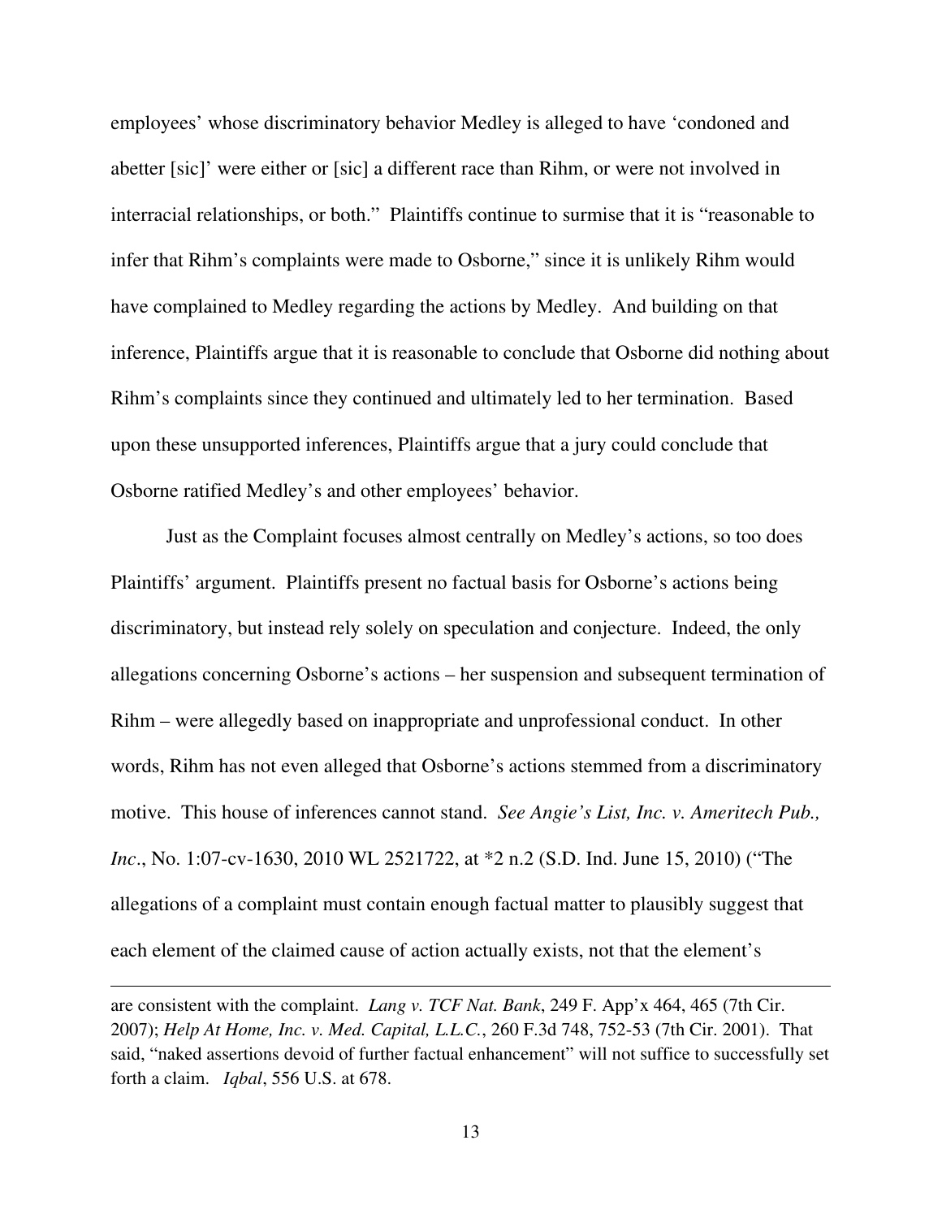employees' whose discriminatory behavior Medley is alleged to have 'condoned and abetter [sic]' were either or [sic] a different race than Rihm, or were not involved in interracial relationships, or both." Plaintiffs continue to surmise that it is "reasonable to infer that Rihm's complaints were made to Osborne," since it is unlikely Rihm would have complained to Medley regarding the actions by Medley. And building on that inference, Plaintiffs argue that it is reasonable to conclude that Osborne did nothing about Rihm's complaints since they continued and ultimately led to her termination. Based upon these unsupported inferences, Plaintiffs argue that a jury could conclude that Osborne ratified Medley's and other employees' behavior.

Just as the Complaint focuses almost centrally on Medley's actions, so too does Plaintiffs' argument. Plaintiffs present no factual basis for Osborne's actions being discriminatory, but instead rely solely on speculation and conjecture. Indeed, the only allegations concerning Osborne's actions – her suspension and subsequent termination of Rihm – were allegedly based on inappropriate and unprofessional conduct. In other words, Rihm has not even alleged that Osborne's actions stemmed from a discriminatory motive. This house of inferences cannot stand. *See Angie's List, Inc. v. Ameritech Pub., Inc*., No. 1:07-cv-1630, 2010 WL 2521722, at *2 n.2 (S.D. Ind. June 15, 2010) ("The allegations of a complaint must contain enough factual matter to plausibly suggest that each element of the claimed cause of action actually exists, not that the element's

---

are consistent with the complaint. *Lang v. TCF Nat. Bank*, 249 F. App'x 464, 465 (7th Cir. 2007); *Help At Home, Inc. v. Med. Capital, L.L.C.*, 260 F.3d 748, 752-53 (7th Cir. 2001). That said, "naked assertions devoid of further factual enhancement" will not suffice to successfully set forth a claim. *Iqbal*, 556 U.S. at 678.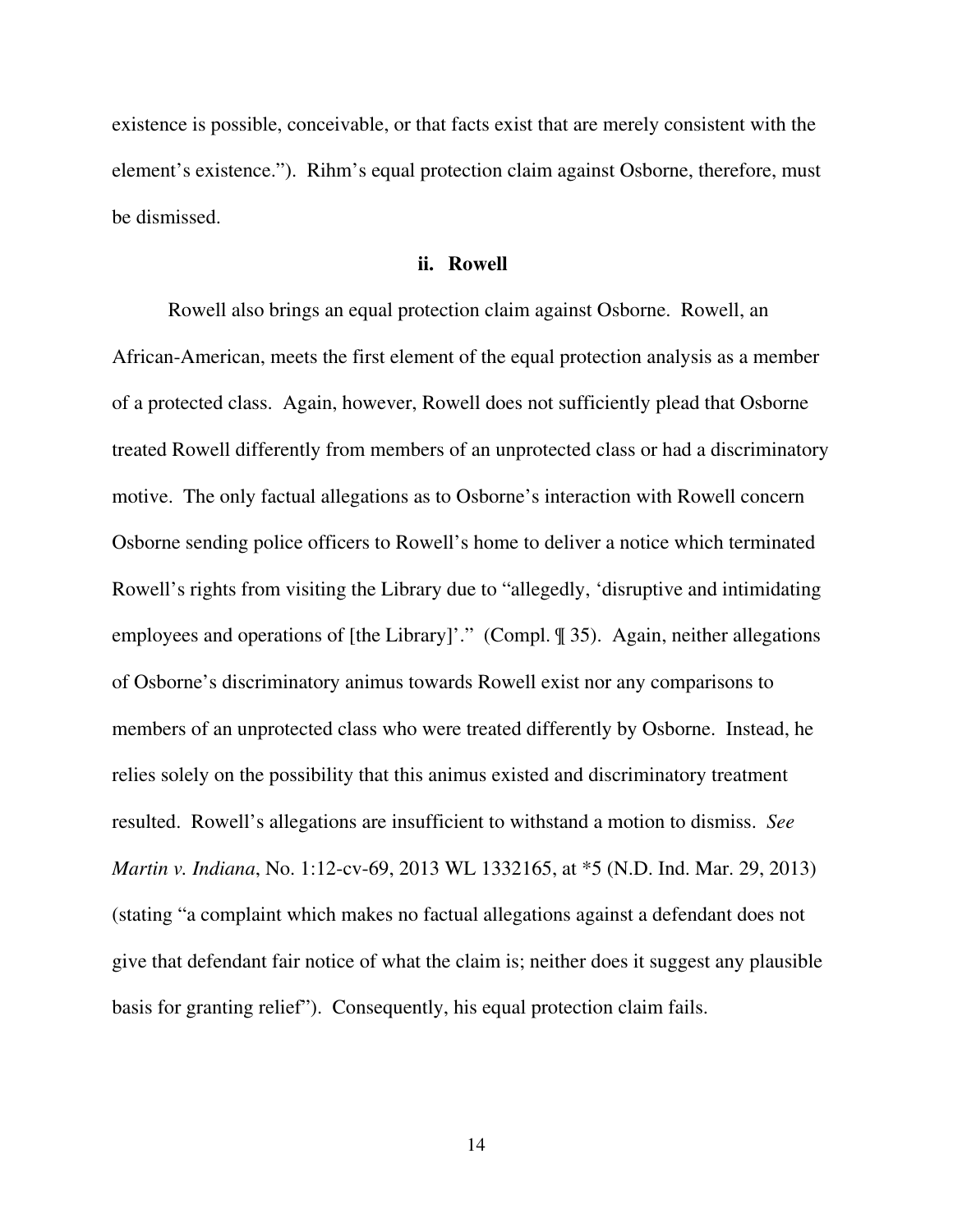existence is possible, conceivable, or that facts exist that are merely consistent with the element's existence."). Rihm's equal protection claim against Osborne, therefore, must be dismissed.

### ii. Rowell

Rowell also brings an equal protection claim against Osborne. Rowell, an African-American, meets the first element of the equal protection analysis as a member of a protected class. Again, however, Rowell does not sufficiently plead that Osborne treated Rowell differently from members of an unprotected class or had a discriminatory motive. The only factual allegations as to Osborne's interaction with Rowell concern Osborne sending police officers to Rowell's home to deliver a notice which terminated Rowell's rights from visiting the Library due to "allegedly, 'disruptive and intimidating employees and operations of [the Library]'." (Compl. ¶ 35). Again, neither allegations of Osborne's discriminatory animus towards Rowell exist nor any comparisons to members of an unprotected class who were treated differently by Osborne. Instead, he relies solely on the possibility that this animus existed and discriminatory treatment resulted. Rowell's allegations are insufficient to withstand a motion to dismiss. *See Martin v. Indiana*, No. 1:12-cv-69, 2013 WL 1332165, at *5 (N.D. Ind. Mar. 29, 2013) (stating "a complaint which makes no factual allegations against a defendant does not give that defendant fair notice of what the claim is; neither does it suggest any plausible basis for granting relief"). Consequently, his equal protection claim fails.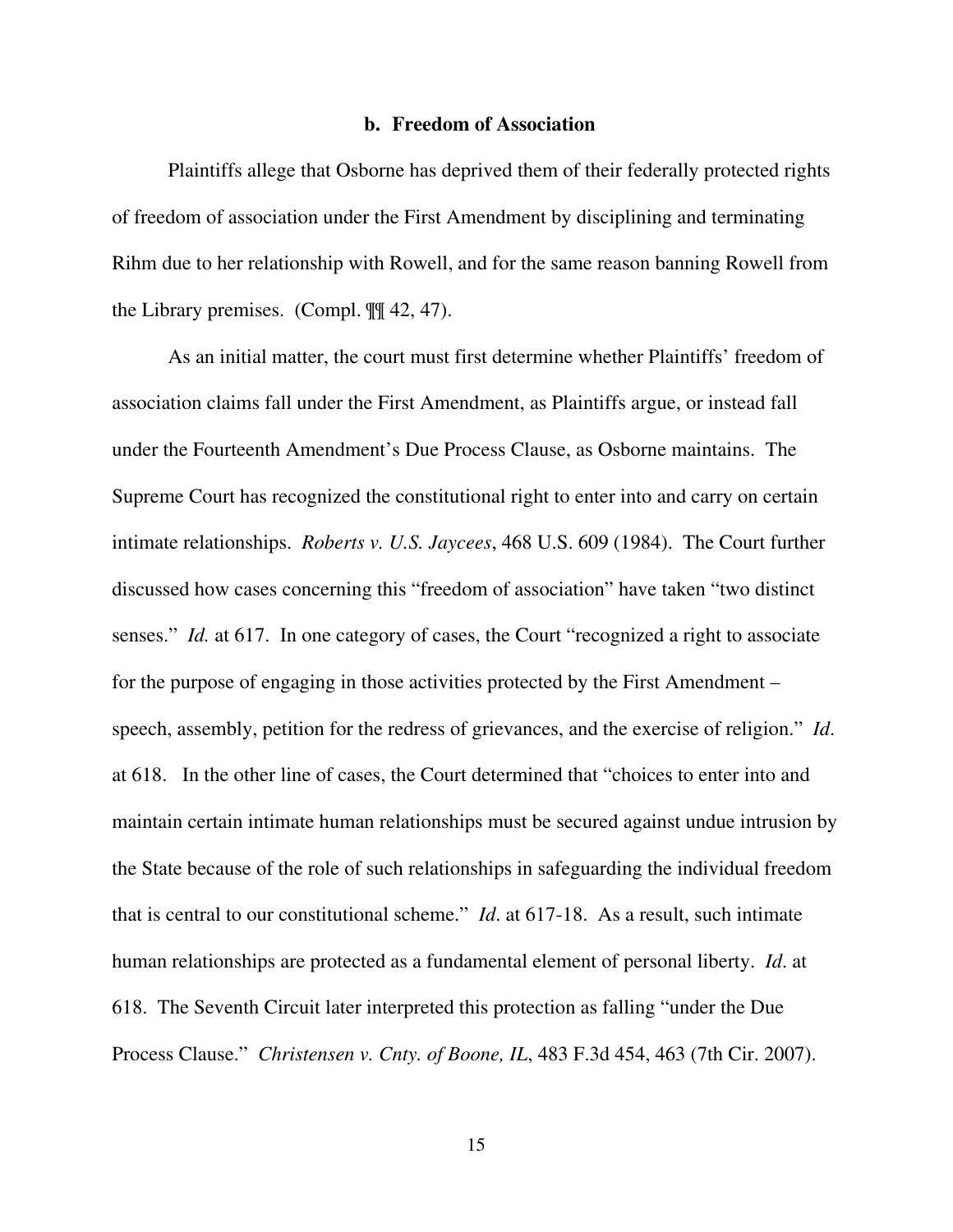### b. Freedom of Association

Plaintiffs allege that Osborne has deprived them of their federally protected rights of freedom of association under the First Amendment by disciplining and terminating Rihm due to her relationship with Rowell, and for the same reason banning Rowell from the Library premises. (Compl. ¶¶ 42, 47).

As an initial matter, the court must first determine whether Plaintiffs' freedom of association claims fall under the First Amendment, as Plaintiffs argue, or instead fall under the Fourteenth Amendment's Due Process Clause, as Osborne maintains. The Supreme Court has recognized the constitutional right to enter into and carry on certain intimate relationships. *Roberts v. U.S. Jaycees*, 468 U.S. 609 (1984). The Court further discussed how cases concerning this "freedom of association" have taken "two distinct senses." *Id.* at 617. In one category of cases, the Court "recognized a right to associate for the purpose of engaging in those activities protected by the First Amendment – speech, assembly, petition for the redress of grievances, and the exercise of religion." *Id.* at 618. In the other line of cases, the Court determined that "choices to enter into and maintain certain intimate human relationships must be secured against undue intrusion by the State because of the role of such relationships in safeguarding the individual freedom that is central to our constitutional scheme." *Id*. at 617-18. As a result, such intimate human relationships are protected as a fundamental element of personal liberty. *Id*. at 618. The Seventh Circuit later interpreted this protection as falling "under the Due Process Clause." *Christensen v. Cnty. of Boone, IL*, 483 F.3d 454, 463 (7th Cir. 2007).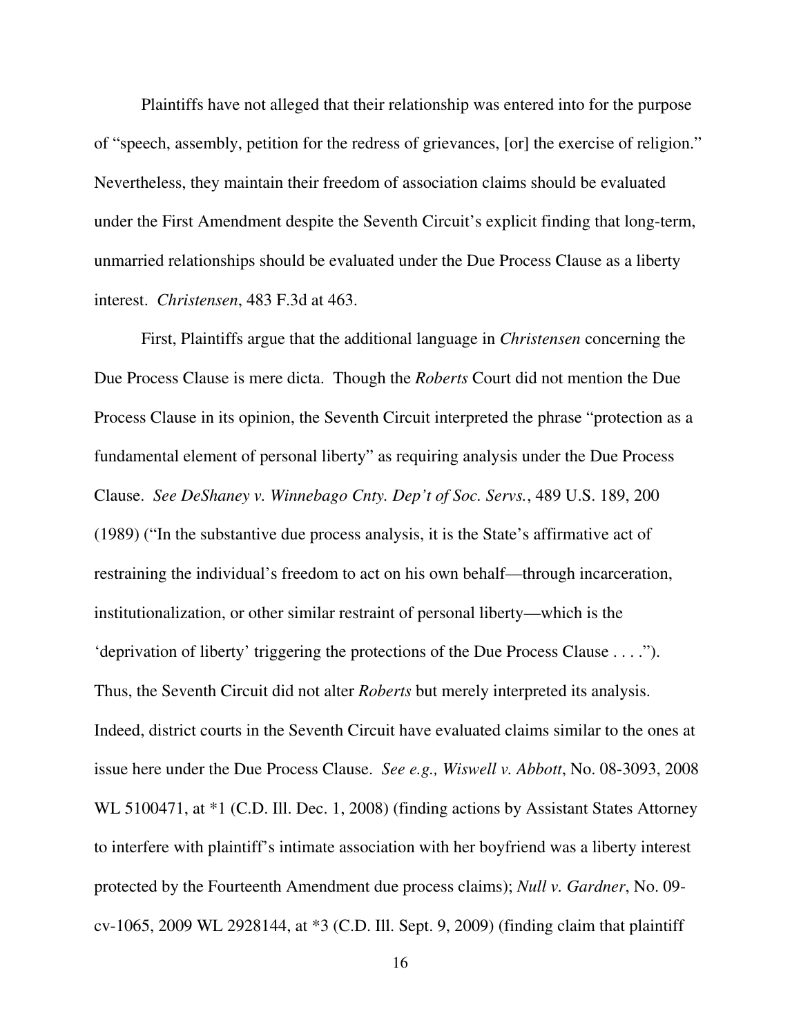Plaintiffs have not alleged that their relationship was entered into for the purpose of "speech, assembly, petition for the redress of grievances, [or] the exercise of religion." Nevertheless, they maintain their freedom of association claims should be evaluated under the First Amendment despite the Seventh Circuit's explicit finding that long-term, unmarried relationships should be evaluated under the Due Process Clause as a liberty interest. *Christensen*, 483 F.3d at 463.

First, Plaintiffs argue that the additional language in *Christensen* concerning the Due Process Clause is mere dicta. Though the *Roberts* Court did not mention the Due Process Clause in its opinion, the Seventh Circuit interpreted the phrase "protection as a fundamental element of personal liberty" as requiring analysis under the Due Process Clause. *See DeShaney v. Winnebago Cnty. Dep't of Soc. Servs.*, 489 U.S. 189, 200 (1989) ("In the substantive due process analysis, it is the State's affirmative act of restraining the individual's freedom to act on his own behalf—through incarceration, institutionalization, or other similar restraint of personal liberty—which is the 'deprivation of liberty' triggering the protections of the Due Process Clause . . . ."). Thus, the Seventh Circuit did not alter *Roberts* but merely interpreted its analysis. Indeed, district courts in the Seventh Circuit have evaluated claims similar to the ones at issue here under the Due Process Clause. *See e.g., Wiswell v. Abbott*, No. 08-3093, 2008 WL 5100471, at *1 (C.D. Ill. Dec. 1, 2008) (finding actions by Assistant States Attorney to interfere with plaintiff's intimate association with her boyfriend was a liberty interest protected by the Fourteenth Amendment due process claims); *Null v. Gardner*, No. 09-cv-1065, 2009 WL 2928144, at *3 (C.D. Ill. Sept. 9, 2009) (finding claim that plaintiff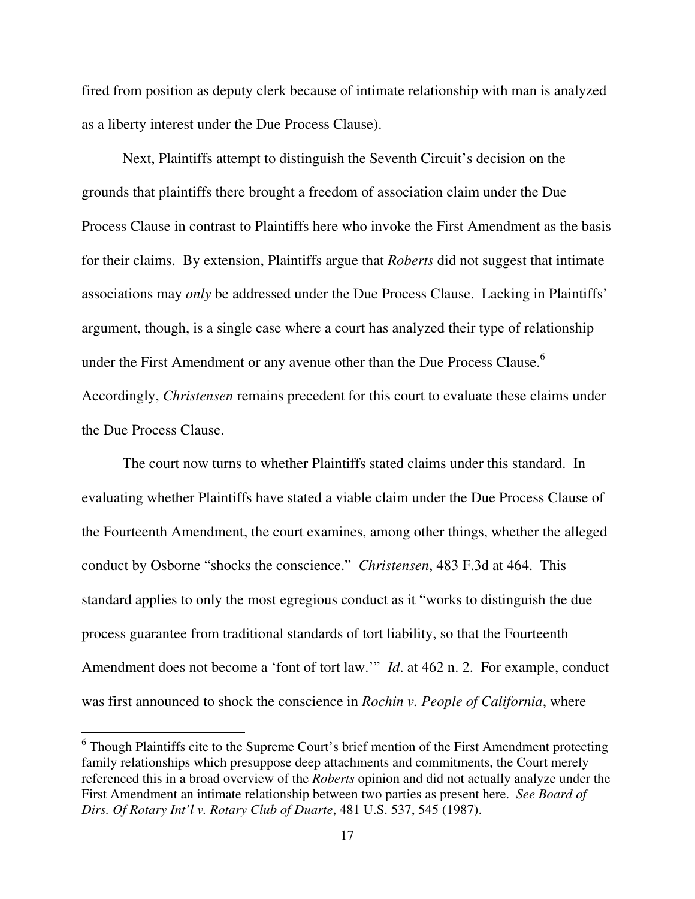fired from position as deputy clerk because of intimate relationship with man is analyzed as a liberty interest under the Due Process Clause).

Next, Plaintiffs attempt to distinguish the Seventh Circuit's decision on the grounds that plaintiffs there brought a freedom of association claim under the Due Process Clause in contrast to Plaintiffs here who invoke the First Amendment as the basis for their claims. By extension, Plaintiffs argue that *Roberts* did not suggest that intimate associations may *only* be addressed under the Due Process Clause. Lacking in Plaintiffs' argument, though, is a single case where a court has analyzed their type of relationship under the First Amendment or any avenue other than the Due Process Clause.[6] Accordingly, *Christensen* remains precedent for this court to evaluate these claims under the Due Process Clause.

The court now turns to whether Plaintiffs stated claims under this standard. In evaluating whether Plaintiffs have stated a viable claim under the Due Process Clause of the Fourteenth Amendment, the court examines, among other things, whether the alleged conduct by Osborne "shocks the conscience." *Christensen*, 483 F.3d at 464. This standard applies to only the most egregious conduct as it "works to distinguish the due process guarantee from traditional standards of tort liability, so that the Fourteenth Amendment does not become a 'font of tort law.'" *Id*. at 462 n. 2. For example, conduct was first announced to shock the conscience in *Rochin v. People of California*, where

[6] Though Plaintiffs cite to the Supreme Court's brief mention of the First Amendment protecting family relationships which presuppose deep attachments and commitments, the Court merely referenced this in a broad overview of the *Roberts* opinion and did not actually analyze under the First Amendment an intimate relationship between two parties as present here. *See Board of Dirs. Of Rotary Int'l v. Rotary Club of Duarte*, 481 U.S. 537, 545 (1987).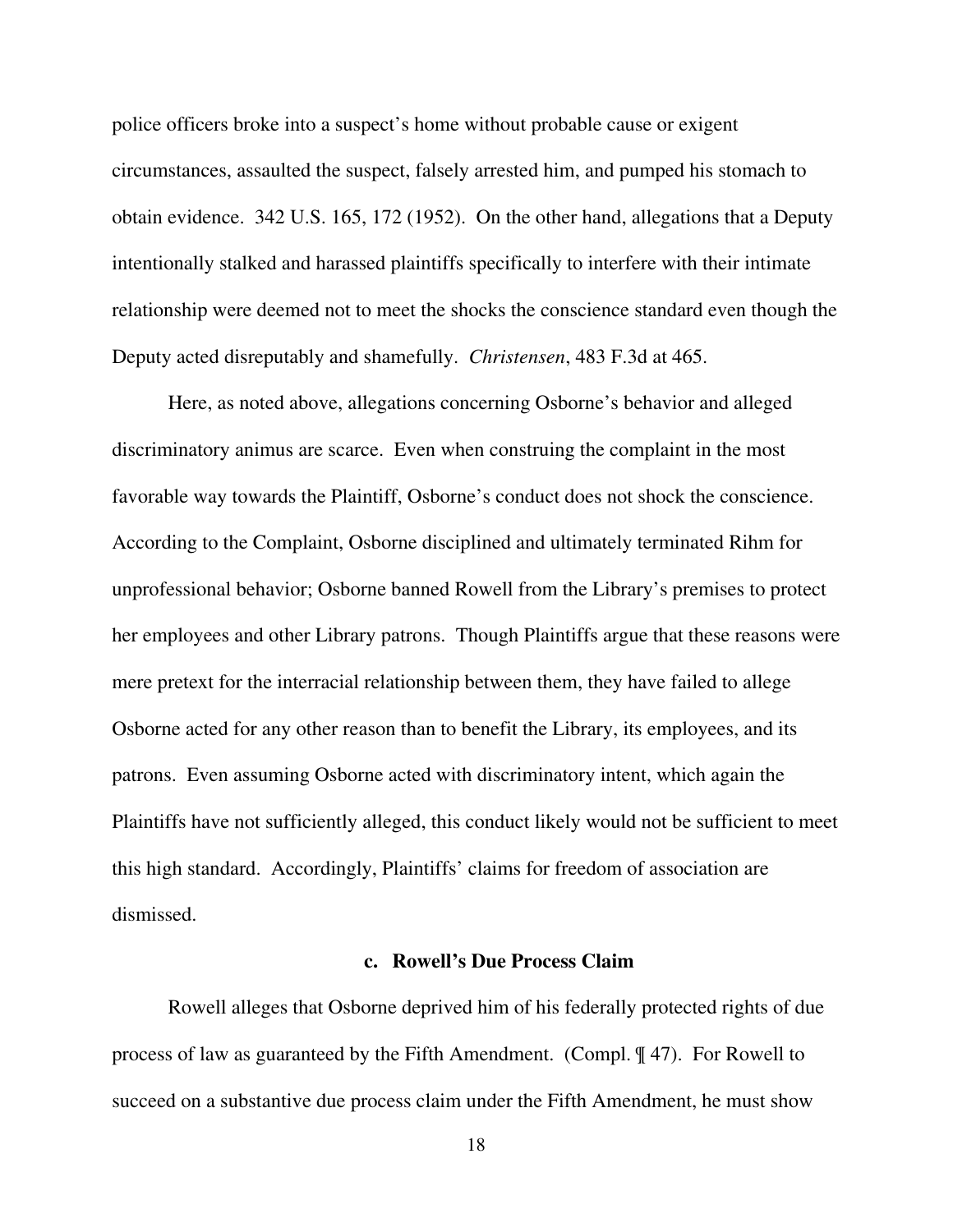police officers broke into a suspect's home without probable cause or exigent circumstances, assaulted the suspect, falsely arrested him, and pumped his stomach to obtain evidence. 342 U.S. 165, 172 (1952). On the other hand, allegations that a Deputy intentionally stalked and harassed plaintiffs specifically to interfere with their intimate relationship were deemed not to meet the shocks the conscience standard even though the Deputy acted disreputably and shamefully. *Christensen*, 483 F.3d at 465.

Here, as noted above, allegations concerning Osborne's behavior and alleged discriminatory animus are scarce. Even when construing the complaint in the most favorable way towards the Plaintiff, Osborne's conduct does not shock the conscience. According to the Complaint, Osborne disciplined and ultimately terminated Rihm for unprofessional behavior; Osborne banned Rowell from the Library's premises to protect her employees and other Library patrons. Though Plaintiffs argue that these reasons were mere pretext for the interracial relationship between them, they have failed to allege Osborne acted for any other reason than to benefit the Library, its employees, and its patrons. Even assuming Osborne acted with discriminatory intent, which again the Plaintiffs have not sufficiently alleged, this conduct likely would not be sufficient to meet this high standard. Accordingly, Plaintiffs' claims for freedom of association are dismissed.

### c. Rowell's Due Process Claim

Rowell alleges that Osborne deprived him of his federally protected rights of due process of law as guaranteed by the Fifth Amendment. (Compl. ¶ 47). For Rowell to succeed on a substantive due process claim under the Fifth Amendment, he must show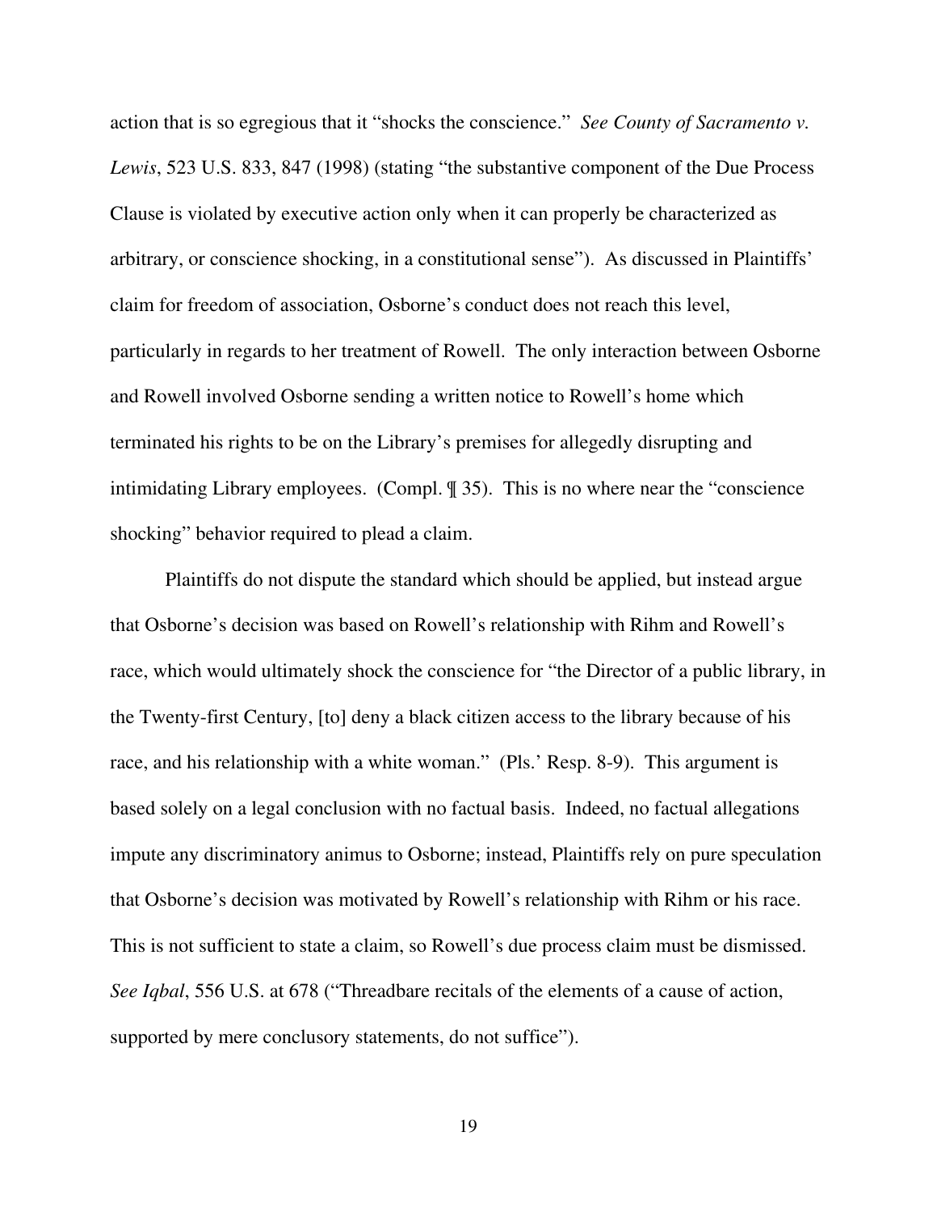action that is so egregious that it "shocks the conscience." *See County of Sacramento v. Lewis*, 523 U.S. 833, 847 (1998) (stating "the substantive component of the Due Process Clause is violated by executive action only when it can properly be characterized as arbitrary, or conscience shocking, in a constitutional sense"). As discussed in Plaintiffs' claim for freedom of association, Osborne's conduct does not reach this level, particularly in regards to her treatment of Rowell. The only interaction between Osborne and Rowell involved Osborne sending a written notice to Rowell's home which terminated his rights to be on the Library's premises for allegedly disrupting and intimidating Library employees. (Compl. ¶ 35). This is no where near the "conscience shocking" behavior required to plead a claim.

Plaintiffs do not dispute the standard which should be applied, but instead argue that Osborne's decision was based on Rowell's relationship with Rihm and Rowell's race, which would ultimately shock the conscience for "the Director of a public library, in the Twenty-first Century, [to] deny a black citizen access to the library because of his race, and his relationship with a white woman." (Pls.' Resp. 8-9). This argument is based solely on a legal conclusion with no factual basis. Indeed, no factual allegations impute any discriminatory animus to Osborne; instead, Plaintiffs rely on pure speculation that Osborne's decision was motivated by Rowell's relationship with Rihm or his race. This is not sufficient to state a claim, so Rowell's due process claim must be dismissed. *See Iqbal*, 556 U.S. at 678 ("Threadbare recitals of the elements of a cause of action, supported by mere conclusory statements, do not suffice").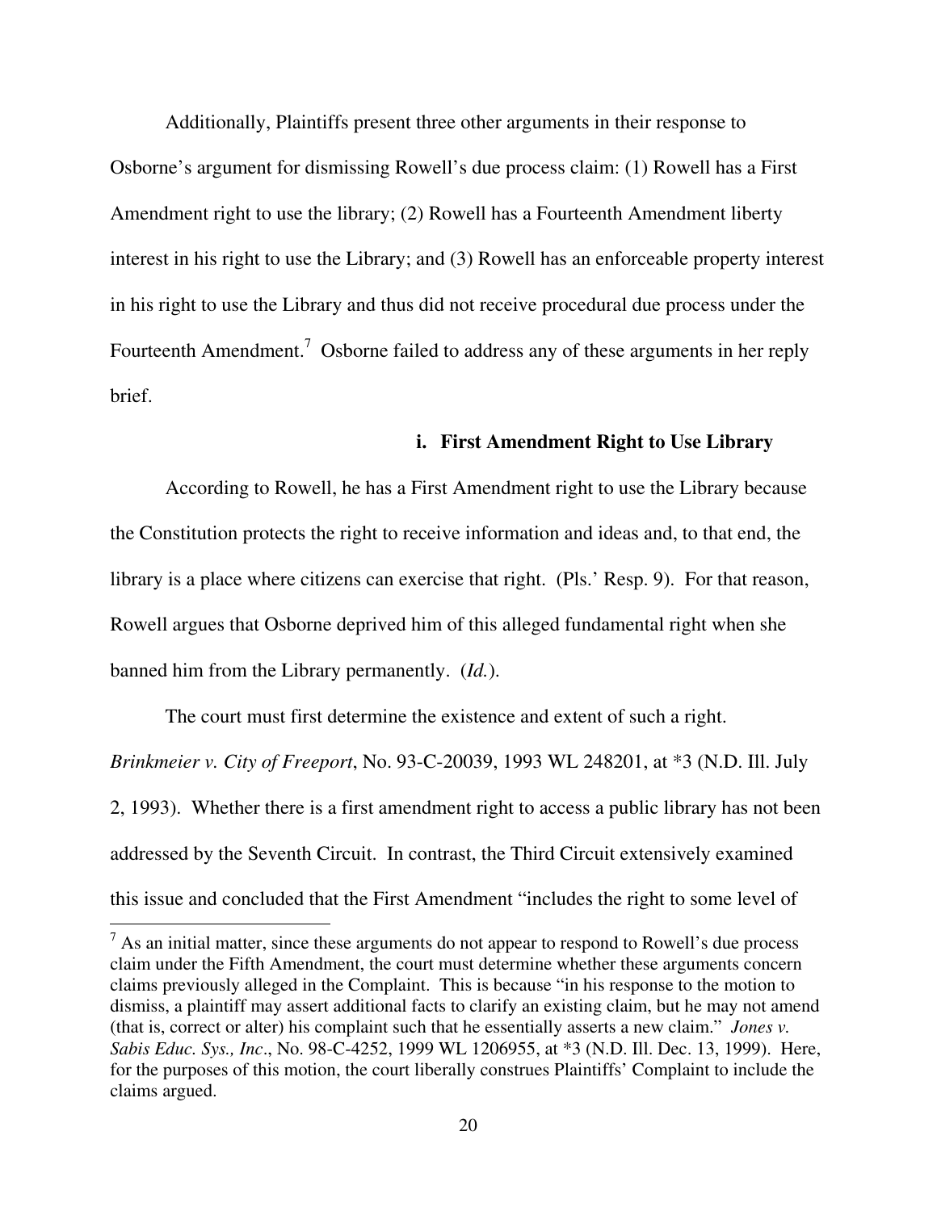Additionally, Plaintiffs present three other arguments in their response to Osborne's argument for dismissing Rowell's due process claim: (1) Rowell has a First Amendment right to use the library; (2) Rowell has a Fourteenth Amendment liberty interest in his right to use the Library; and (3) Rowell has an enforceable property interest in his right to use the Library and thus did not receive procedural due process under the Fourteenth Amendment.[7] Osborne failed to address any of these arguments in her reply brief.

#### i. First Amendment Right to Use Library

According to Rowell, he has a First Amendment right to use the Library because the Constitution protects the right to receive information and ideas and, to that end, the library is a place where citizens can exercise that right. (Pls.' Resp. 9). For that reason, Rowell argues that Osborne deprived him of this alleged fundamental right when she banned him from the Library permanently. (*Id.*).

The court must first determine the existence and extent of such a right. *Brinkmeier v. City of Freeport*, No. 93-C-20039, 1993 WL 248201, at *3 (N.D. Ill. July 2, 1993). Whether there is a first amendment right to access a public library has not been addressed by the Seventh Circuit. In contrast, the Third Circuit extensively examined this issue and concluded that the First Amendment "includes the right to some level of

---

[7] As an initial matter, since these arguments do not appear to respond to Rowell's due process claim under the Fifth Amendment, the court must determine whether these arguments concern claims previously alleged in the Complaint. This is because "in his response to the motion to dismiss, a plaintiff may assert additional facts to clarify an existing claim, but he may not amend (that is, correct or alter) his complaint such that he essentially asserts a new claim." *Jones v. Sabis Educ. Sys., Inc*., No. 98-C-4252, 1999 WL 1206955, at *3 (N.D. Ill. Dec. 13, 1999). Here, for the purposes of this motion, the court liberally construes Plaintiffs' Complaint to include the claims argued.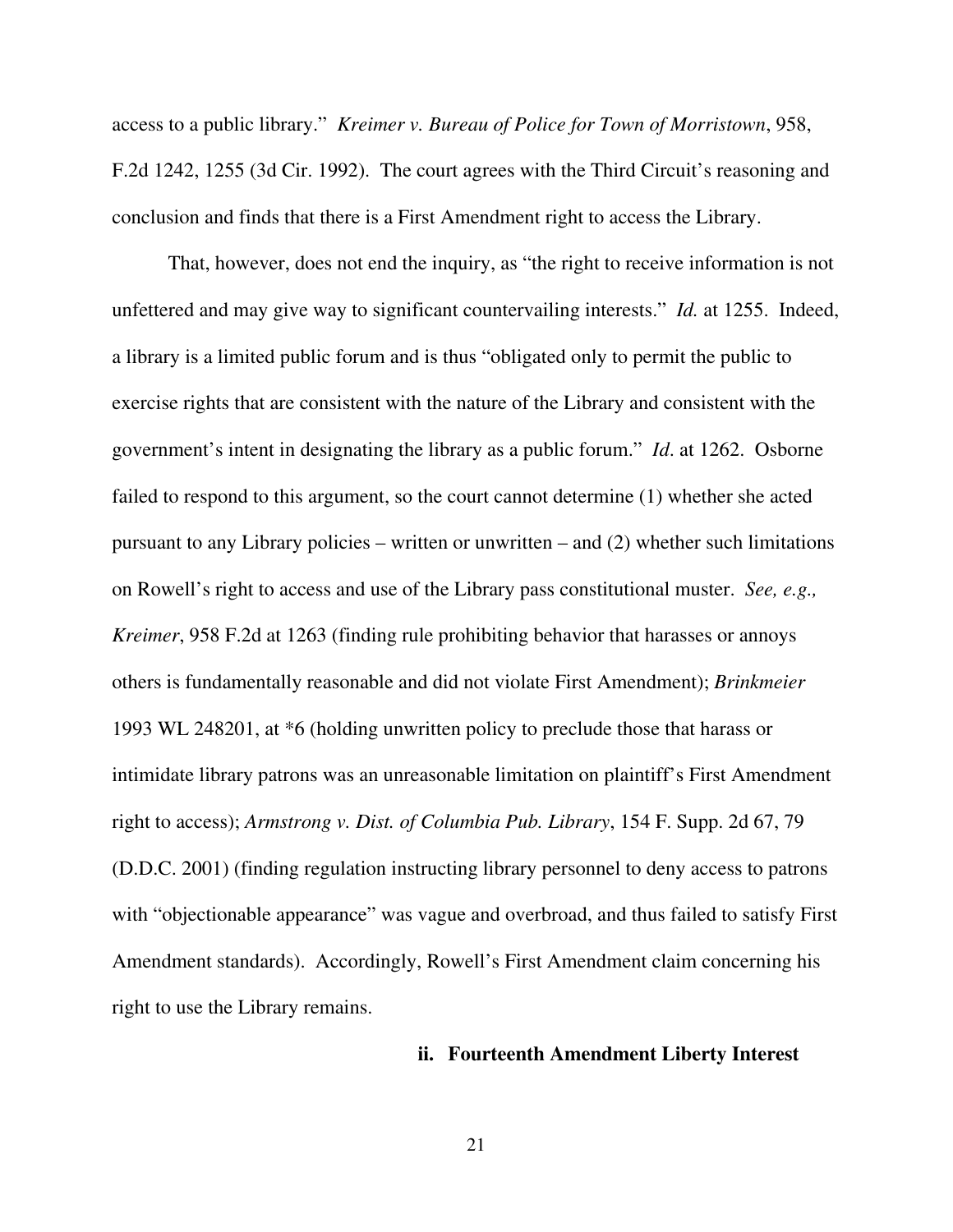access to a public library." *Kreimer v. Bureau of Police for Town of Morristown*, 958, F.2d 1242, 1255 (3d Cir. 1992). The court agrees with the Third Circuit's reasoning and conclusion and finds that there is a First Amendment right to access the Library.

That, however, does not end the inquiry, as "the right to receive information is not unfettered and may give way to significant countervailing interests." *Id.* at 1255. Indeed, a library is a limited public forum and is thus "obligated only to permit the public to exercise rights that are consistent with the nature of the Library and consistent with the government's intent in designating the library as a public forum." *Id*. at 1262. Osborne failed to respond to this argument, so the court cannot determine (1) whether she acted pursuant to any Library policies – written or unwritten – and (2) whether such limitations on Rowell's right to access and use of the Library pass constitutional muster. *See, e.g., Kreimer*, 958 F.2d at 1263 (finding rule prohibiting behavior that harasses or annoys others is fundamentally reasonable and did not violate First Amendment); *Brinkmeier* 1993 WL 248201, at *6 (holding unwritten policy to preclude those that harass or intimidate library patrons was an unreasonable limitation on plaintiff's First Amendment right to access); *Armstrong v. Dist. of Columbia Pub. Library*, 154 F. Supp. 2d 67, 79 (D.D.C. 2001) (finding regulation instructing library personnel to deny access to patrons with "objectionable appearance" was vague and overbroad, and thus failed to satisfy First Amendment standards). Accordingly, Rowell's First Amendment claim concerning his right to use the Library remains.

#### ii. Fourteenth Amendment Liberty Interest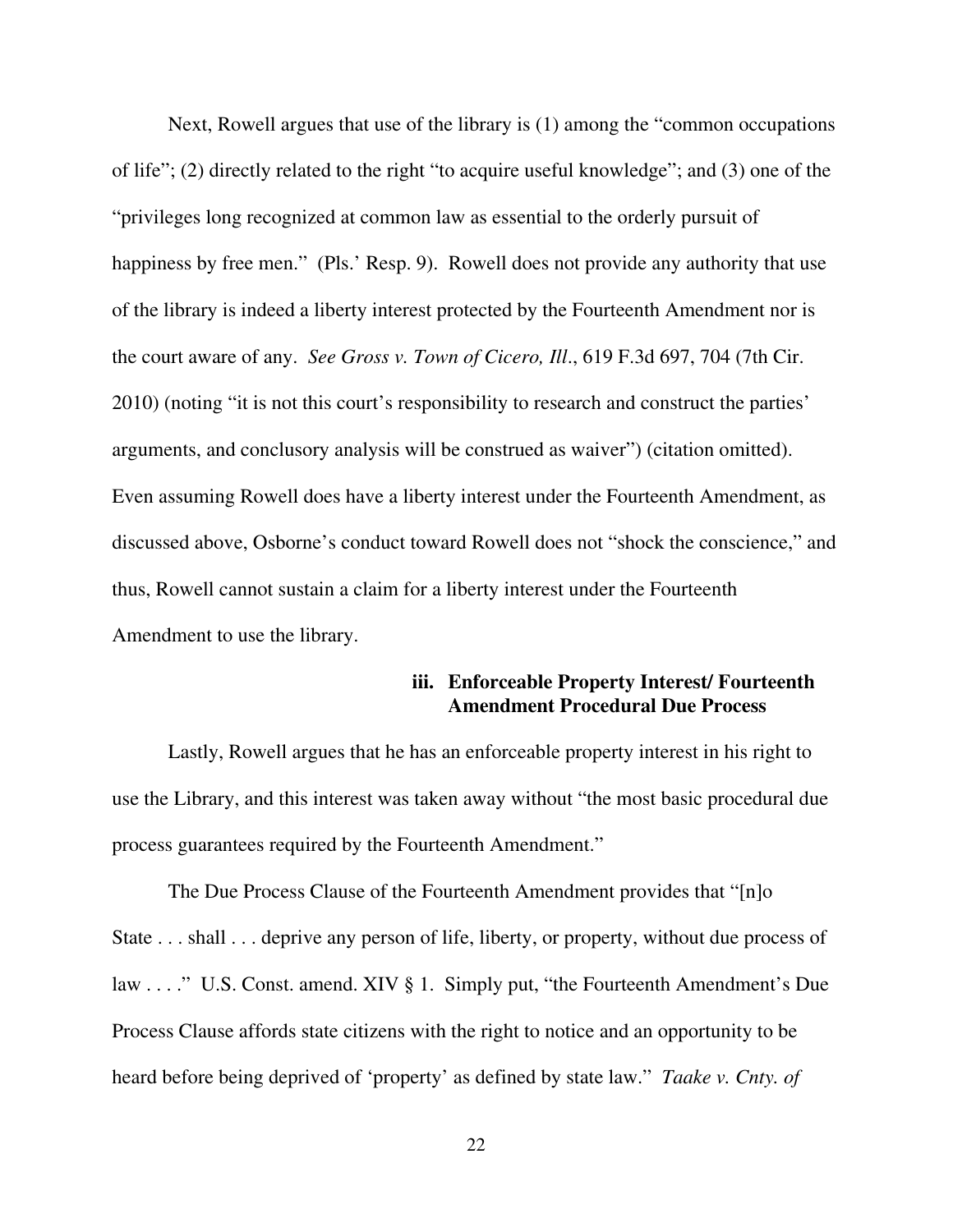Next, Rowell argues that use of the library is (1) among the "common occupations of life"; (2) directly related to the right "to acquire useful knowledge"; and (3) one of the "privileges long recognized at common law as essential to the orderly pursuit of happiness by free men." (Pls.' Resp. 9). Rowell does not provide any authority that use of the library is indeed a liberty interest protected by the Fourteenth Amendment nor is the court aware of any. *See Gross v. Town of Cicero, Ill*., 619 F.3d 697, 704 (7th Cir. 2010) (noting "it is not this court's responsibility to research and construct the parties' arguments, and conclusory analysis will be construed as waiver") (citation omitted). Even assuming Rowell does have a liberty interest under the Fourteenth Amendment, as discussed above, Osborne's conduct toward Rowell does not "shock the conscience," and thus, Rowell cannot sustain a claim for a liberty interest under the Fourteenth Amendment to use the library.

**iii. Enforceable Property Interest/ Fourteenth Amendment Procedural Due Process**

Lastly, Rowell argues that he has an enforceable property interest in his right to use the Library, and this interest was taken away without "the most basic procedural due process guarantees required by the Fourteenth Amendment."

The Due Process Clause of the Fourteenth Amendment provides that "[n]o State . . . shall . . . deprive any person of life, liberty, or property, without due process of law . . . ." U.S. Const. amend. XIV § 1. Simply put, "the Fourteenth Amendment's Due Process Clause affords state citizens with the right to notice and an opportunity to be heard before being deprived of 'property' as defined by state law." *Taake v. Cnty. of*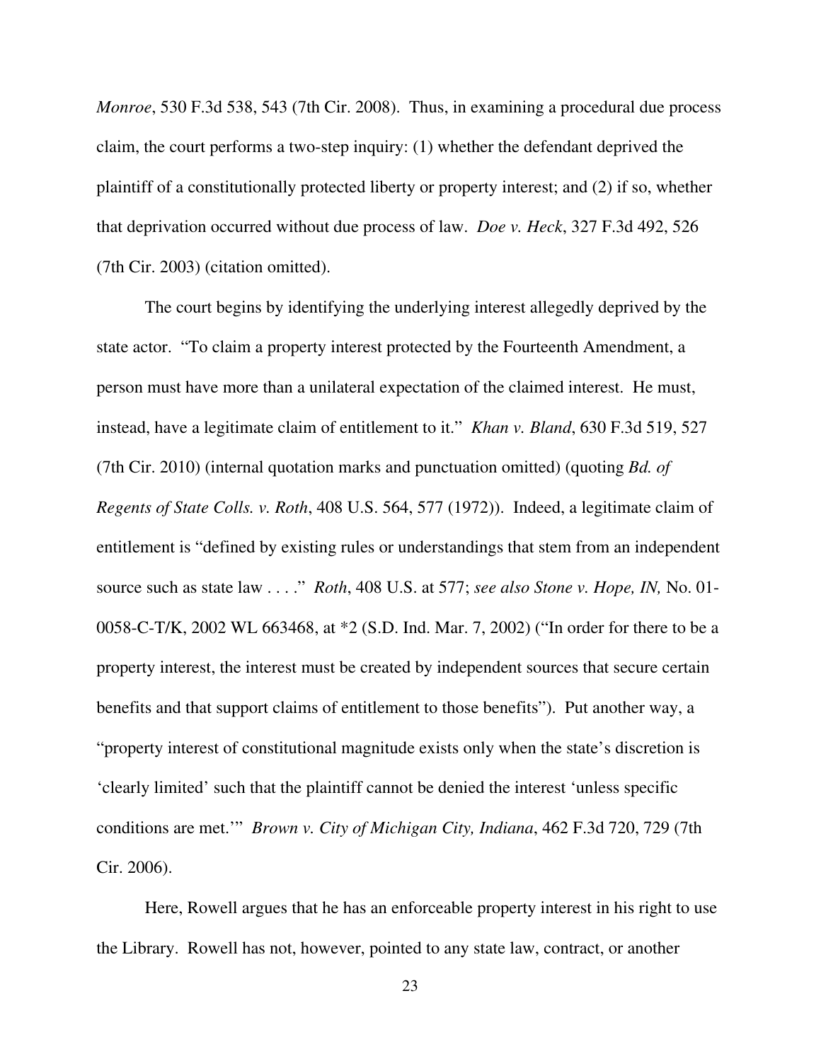*Monroe*, 530 F.3d 538, 543 (7th Cir. 2008). Thus, in examining a procedural due process claim, the court performs a two-step inquiry: (1) whether the defendant deprived the plaintiff of a constitutionally protected liberty or property interest; and (2) if so, whether that deprivation occurred without due process of law. *Doe v. Heck*, 327 F.3d 492, 526 (7th Cir. 2003) (citation omitted).

The court begins by identifying the underlying interest allegedly deprived by the state actor. "To claim a property interest protected by the Fourteenth Amendment, a person must have more than a unilateral expectation of the claimed interest. He must, instead, have a legitimate claim of entitlement to it." *Khan v. Bland*, 630 F.3d 519, 527 (7th Cir. 2010) (internal quotation marks and punctuation omitted) (quoting *Bd. of Regents of State Colls. v. Roth*, 408 U.S. 564, 577 (1972)). Indeed, a legitimate claim of entitlement is "defined by existing rules or understandings that stem from an independent source such as state law . . . ." *Roth*, 408 U.S. at 577; *see also Stone v. Hope, IN,* No. 01-0058-C-T/K, 2002 WL 663468, at *2 (S.D. Ind. Mar. 7, 2002) ("In order for there to be a property interest, the interest must be created by independent sources that secure certain benefits and that support claims of entitlement to those benefits"). Put another way, a "property interest of constitutional magnitude exists only when the state's discretion is 'clearly limited' such that the plaintiff cannot be denied the interest 'unless specific conditions are met.'" *Brown v. City of Michigan City, Indiana*, 462 F.3d 720, 729 (7th Cir. 2006).

Here, Rowell argues that he has an enforceable property interest in his right to use the Library. Rowell has not, however, pointed to any state law, contract, or another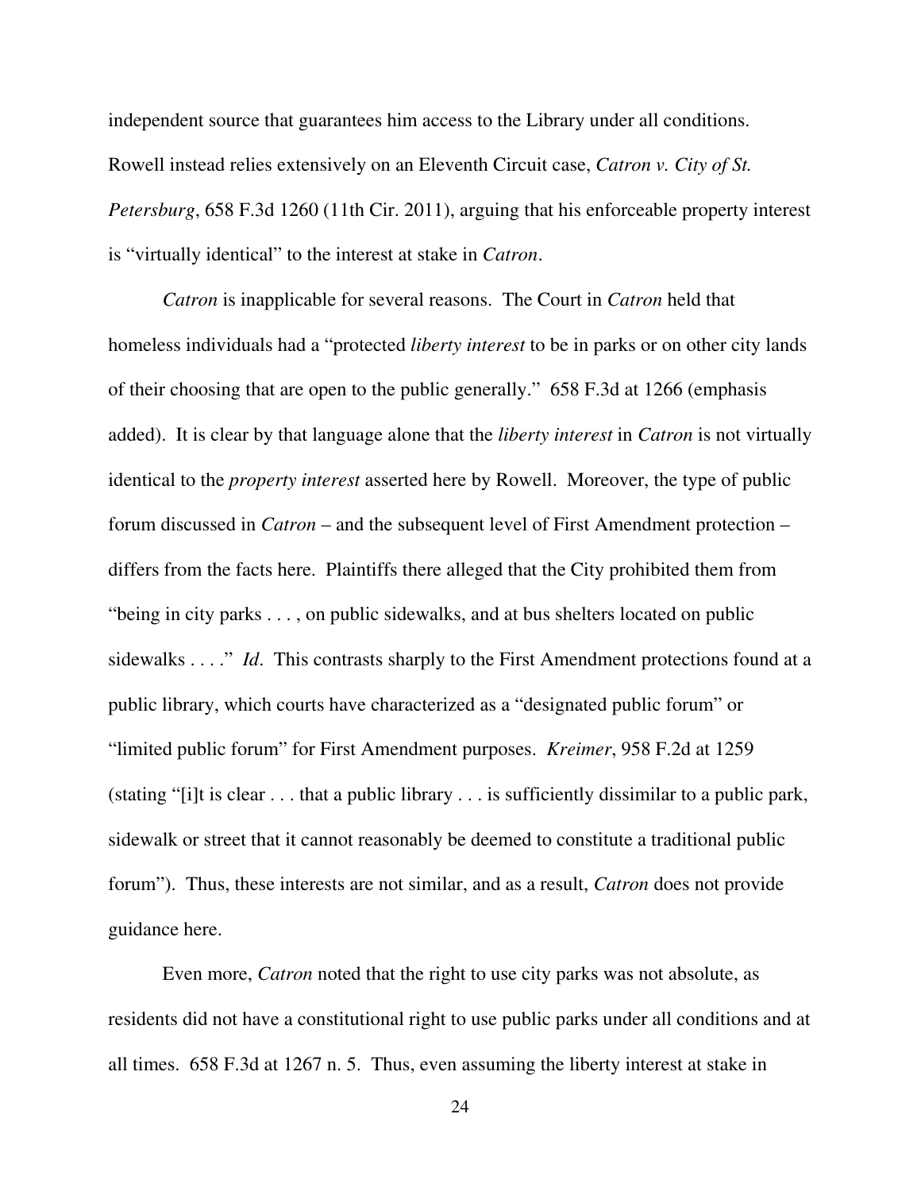independent source that guarantees him access to the Library under all conditions. Rowell instead relies extensively on an Eleventh Circuit case, *Catron v. City of St. Petersburg*, 658 F.3d 1260 (11th Cir. 2011), arguing that his enforceable property interest is "virtually identical" to the interest at stake in *Catron*.

*Catron* is inapplicable for several reasons. The Court in *Catron* held that homeless individuals had a "protected *liberty interest* to be in parks or on other city lands of their choosing that are open to the public generally." 658 F.3d at 1266 (emphasis added). It is clear by that language alone that the *liberty interest* in *Catron* is not virtually identical to the *property interest* asserted here by Rowell. Moreover, the type of public forum discussed in *Catron* – and the subsequent level of First Amendment protection – differs from the facts here. Plaintiffs there alleged that the City prohibited them from "being in city parks . . . , on public sidewalks, and at bus shelters located on public sidewalks . . . ." *Id*. This contrasts sharply to the First Amendment protections found at a public library, which courts have characterized as a "designated public forum" or "limited public forum" for First Amendment purposes. *Kreimer*, 958 F.2d at 1259 (stating "[i]t is clear . . . that a public library . . . is sufficiently dissimilar to a public park, sidewalk or street that it cannot reasonably be deemed to constitute a traditional public forum"). Thus, these interests are not similar, and as a result, *Catron* does not provide guidance here.

Even more, *Catron* noted that the right to use city parks was not absolute, as residents did not have a constitutional right to use public parks under all conditions and at all times. 658 F.3d at 1267 n. 5. Thus, even assuming the liberty interest at stake in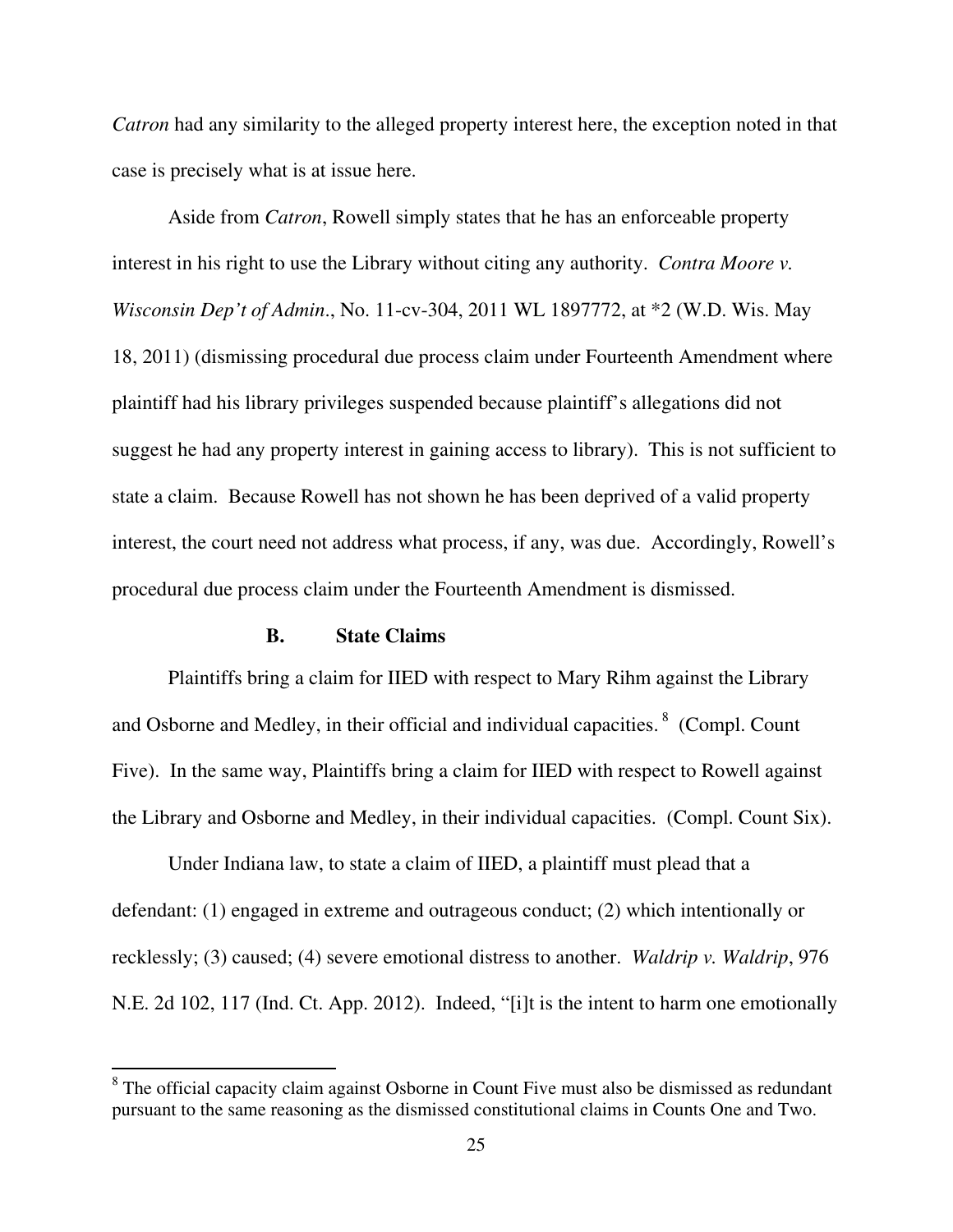*Catron* had any similarity to the alleged property interest here, the exception noted in that case is precisely what is at issue here.

Aside from *Catron*, Rowell simply states that he has an enforceable property interest in his right to use the Library without citing any authority. *Contra Moore v. Wisconsin Dep't of Admin.*, No. 11-cv-304, 2011 WL 1897772, at *2 (W.D. Wis. May 18, 2011) (dismissing procedural due process claim under Fourteenth Amendment where plaintiff had his library privileges suspended because plaintiff's allegations did not suggest he had any property interest in gaining access to library). This is not sufficient to state a claim. Because Rowell has not shown he has been deprived of a valid property interest, the court need not address what process, if any, was due. Accordingly, Rowell's procedural due process claim under the Fourteenth Amendment is dismissed.

### B. State Claims

Plaintiffs bring a claim for IIED with respect to Mary Rihm against the Library and Osborne and Medley, in their official and individual capacities.[8] (Compl. Count Five). In the same way, Plaintiffs bring a claim for IIED with respect to Rowell against the Library and Osborne and Medley, in their individual capacities. (Compl. Count Six).

Under Indiana law, to state a claim of IIED, a plaintiff must plead that a defendant: (1) engaged in extreme and outrageous conduct; (2) which intentionally or recklessly; (3) caused; (4) severe emotional distress to another. *Waldrip v. Waldrip*, 976 N.E. 2d 102, 117 (Ind. Ct. App. 2012). Indeed, "[i]t is the intent to harm one emotionally

---

[8] The official capacity claim against Osborne in Count Five must also be dismissed as redundant pursuant to the same reasoning as the dismissed constitutional claims in Counts One and Two.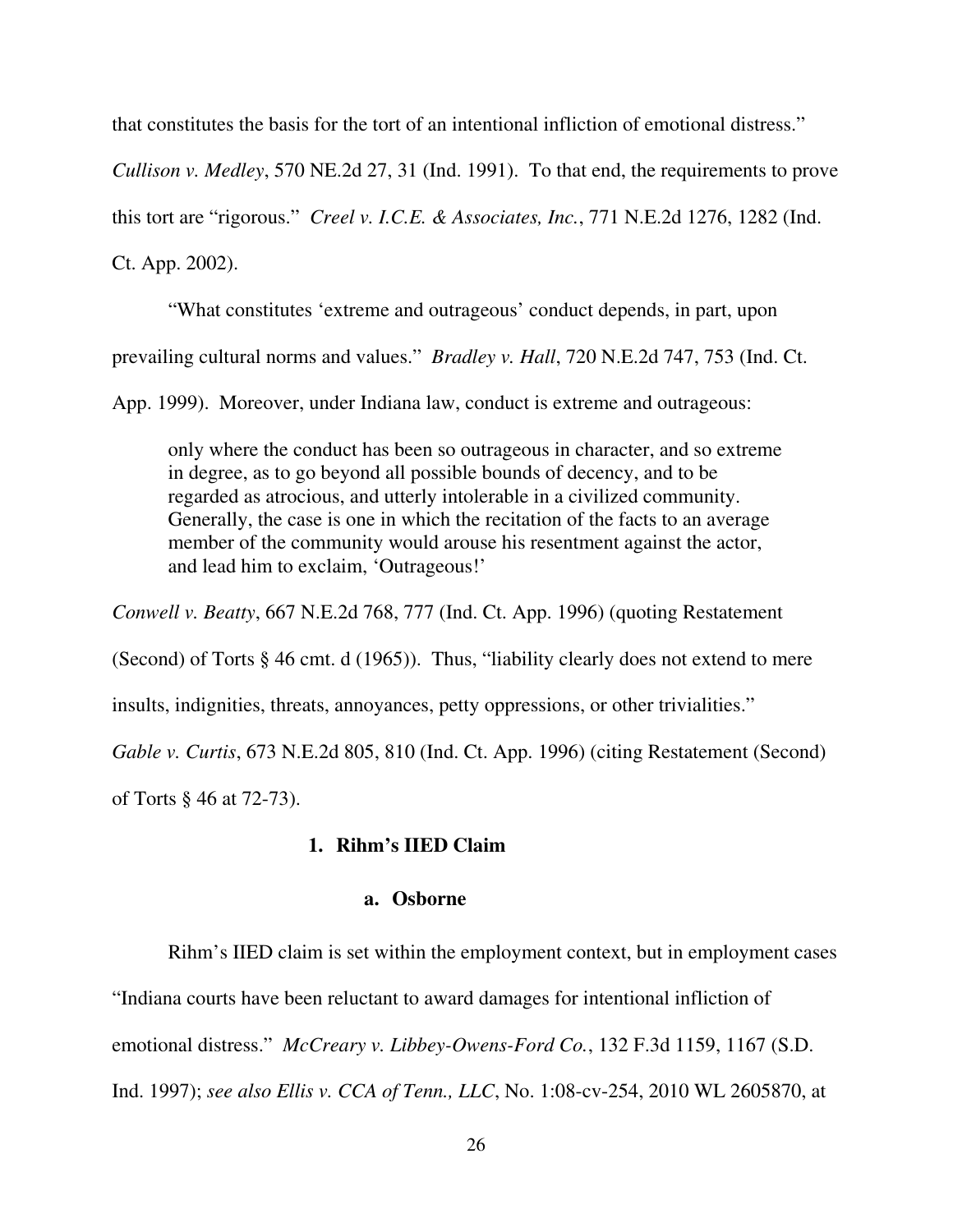that constitutes the basis for the tort of an intentional infliction of emotional distress." *Cullison v. Medley*, 570 NE.2d 27, 31 (Ind. 1991). To that end, the requirements to prove this tort are "rigorous." *Creel v. I.C.E. & Associates, Inc.*, 771 N.E.2d 1276, 1282 (Ind. Ct. App. 2002).

"What constitutes 'extreme and outrageous' conduct depends, in part, upon prevailing cultural norms and values." *Bradley v. Hall*, 720 N.E.2d 747, 753 (Ind. Ct. App. 1999). Moreover, under Indiana law, conduct is extreme and outrageous:

> only where the conduct has been so outrageous in character, and so extreme in degree, as to go beyond all possible bounds of decency, and to be regarded as atrocious, and utterly intolerable in a civilized community. Generally, the case is one in which the recitation of the facts to an average member of the community would arouse his resentment against the actor, and lead him to exclaim, 'Outrageous!'

*Conwell v. Beatty*, 667 N.E.2d 768, 777 (Ind. Ct. App. 1996) (quoting Restatement (Second) of Torts § 46 cmt. d (1965)). Thus, "liability clearly does not extend to mere insults, indignities, threats, annoyances, petty oppressions, or other trivialities." *Gable v. Curtis*, 673 N.E.2d 805, 810 (Ind. Ct. App. 1996) (citing Restatement (Second) of Torts § 46 at 72-73).

### 1. Rihm's IIED Claim

#### a. Osborne

Rihm's IIED claim is set within the employment context, but in employment cases "Indiana courts have been reluctant to award damages for intentional infliction of emotional distress." *McCreary v. Libbey-Owens-Ford Co.*, 132 F.3d 1159, 1167 (S.D. Ind. 1997); *see also Ellis v. CCA of Tenn., LLC*, No. 1:08-cv-254, 2010 WL 2605870, at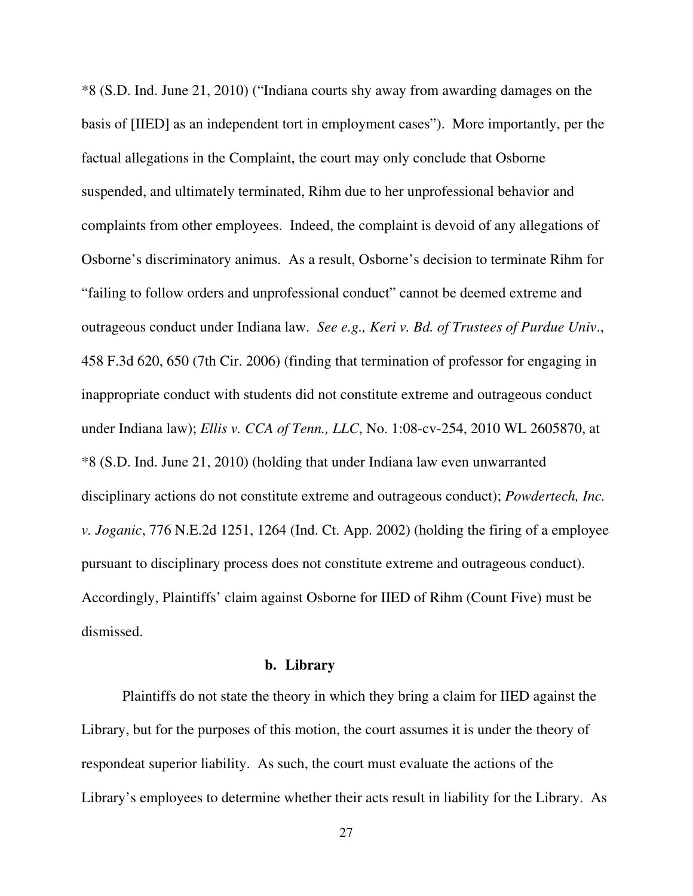*8 (S.D. Ind. June 21, 2010) ("Indiana courts shy away from awarding damages on the basis of [IIED] as an independent tort in employment cases"). More importantly, per the factual allegations in the Complaint, the court may only conclude that Osborne suspended, and ultimately terminated, Rihm due to her unprofessional behavior and complaints from other employees. Indeed, the complaint is devoid of any allegations of Osborne's discriminatory animus. As a result, Osborne's decision to terminate Rihm for "failing to follow orders and unprofessional conduct" cannot be deemed extreme and outrageous conduct under Indiana law. *See e.g., Keri v. Bd. of Trustees of Purdue Univ*., 458 F.3d 620, 650 (7th Cir. 2006) (finding that termination of professor for engaging in inappropriate conduct with students did not constitute extreme and outrageous conduct under Indiana law); *Ellis v. CCA of Tenn., LLC*, No. 1:08-cv-254, 2010 WL 2605870, at *8 (S.D. Ind. June 21, 2010) (holding that under Indiana law even unwarranted disciplinary actions do not constitute extreme and outrageous conduct); *Powdertech, Inc. v. Joganic*, 776 N.E.2d 1251, 1264 (Ind. Ct. App. 2002) (holding the firing of a employee pursuant to disciplinary process does not constitute extreme and outrageous conduct). Accordingly, Plaintiffs' claim against Osborne for IIED of Rihm (Count Five) must be dismissed.

**b. Library**

Plaintiffs do not state the theory in which they bring a claim for IIED against the Library, but for the purposes of this motion, the court assumes it is under the theory of respondeat superior liability. As such, the court must evaluate the actions of the Library's employees to determine whether their acts result in liability for the Library. As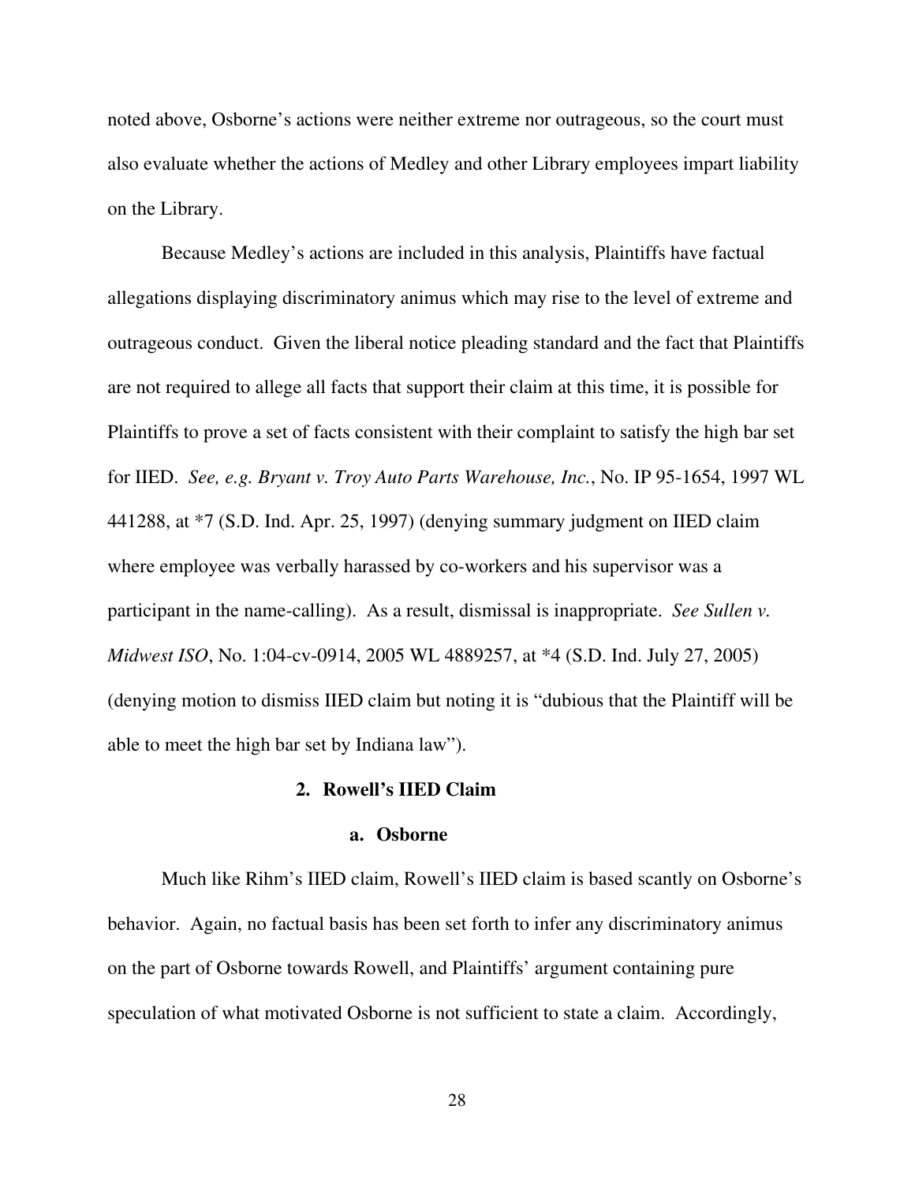noted above, Osborne's actions were neither extreme nor outrageous, so the court must also evaluate whether the actions of Medley and other Library employees impart liability on the Library.

Because Medley's actions are included in this analysis, Plaintiffs have factual allegations displaying discriminatory animus which may rise to the level of extreme and outrageous conduct. Given the liberal notice pleading standard and the fact that Plaintiffs are not required to allege all facts that support their claim at this time, it is possible for Plaintiffs to prove a set of facts consistent with their complaint to satisfy the high bar set for IIED. *See, e.g. Bryant v. Troy Auto Parts Warehouse, Inc.*, No. IP 95-1654, 1997 WL 441288, at *7 (S.D. Ind. Apr. 25, 1997) (denying summary judgment on IIED claim where employee was verbally harassed by co-workers and his supervisor was a participant in the name-calling). As a result, dismissal is inappropriate. *See Sullen v. Midwest ISO*, No. 1:04-cv-0914, 2005 WL 4889257, at *4 (S.D. Ind. July 27, 2005) (denying motion to dismiss IIED claim but noting it is "dubious that the Plaintiff will be able to meet the high bar set by Indiana law").

### 2. Rowell's IIED Claim

#### a. Osborne

Much like Rihm's IIED claim, Rowell's IIED claim is based scantly on Osborne's behavior. Again, no factual basis has been set forth to infer any discriminatory animus on the part of Osborne towards Rowell, and Plaintiffs' argument containing pure speculation of what motivated Osborne is not sufficient to state a claim. Accordingly,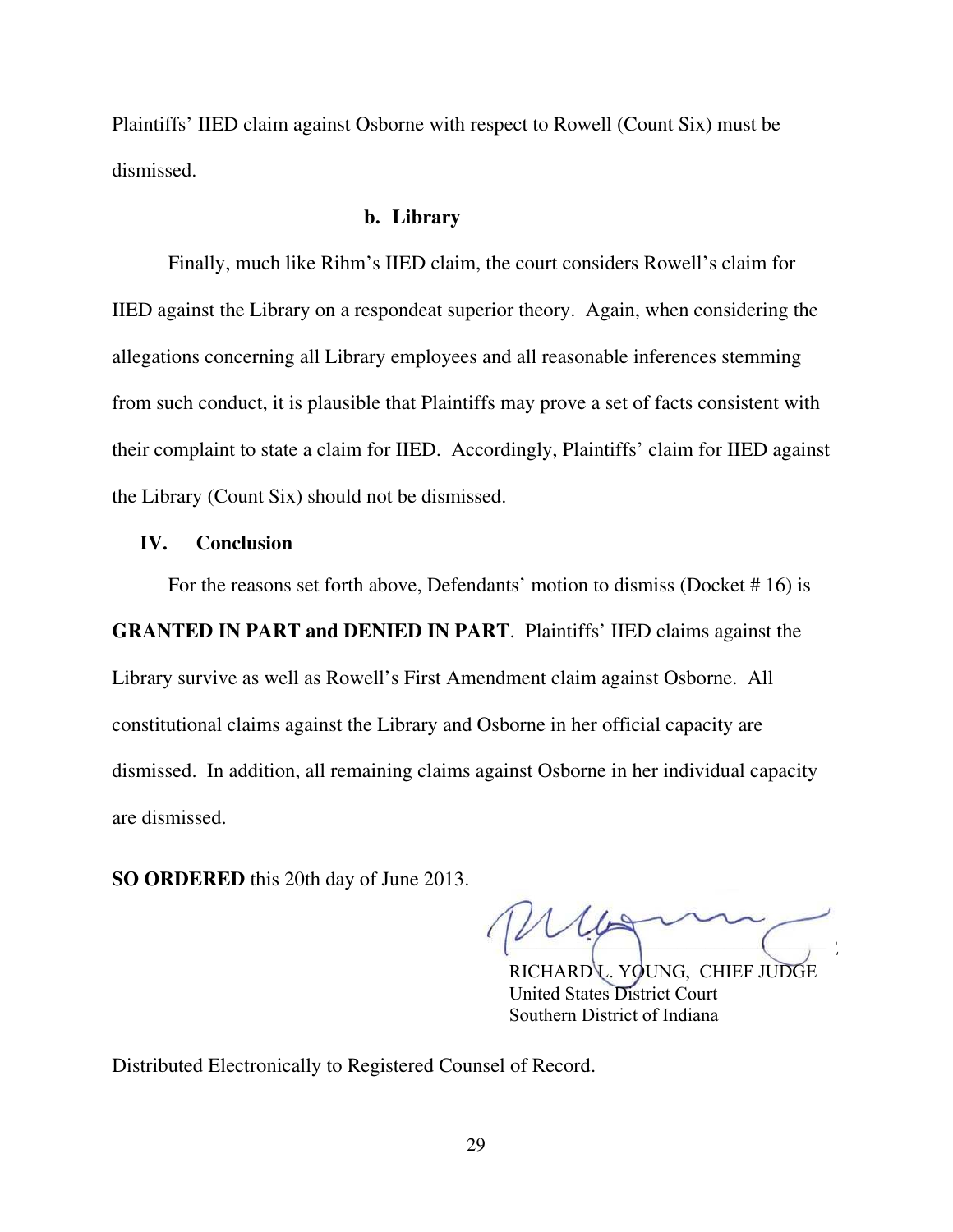Plaintiffs' IIED claim against Osborne with respect to Rowell (Count Six) must be dismissed.

### b. Library

Finally, much like Rihm's IIED claim, the court considers Rowell's claim for IIED against the Library on a respondeat superior theory. Again, when considering the allegations concerning all Library employees and all reasonable inferences stemming from such conduct, it is plausible that Plaintiffs may prove a set of facts consistent with their complaint to state a claim for IIED. Accordingly, Plaintiffs' claim for IIED against the Library (Count Six) should not be dismissed.

## IV. Conclusion

For the reasons set forth above, Defendants' motion to dismiss (Docket # 16) is **GRANTED IN PART and DENIED IN PART**. Plaintiffs' IIED claims against the Library survive as well as Rowell's First Amendment claim against Osborne. All constitutional claims against the Library and Osborne in her official capacity are dismissed. In addition, all remaining claims against Osborne in her individual capacity are dismissed.

**SO ORDERED** this 20th day of June 2013.

RICHARD L. YOUNG, CHIEF JUDGE
United States District Court
Southern District of Indiana

Distributed Electronically to Registered Counsel of Record.